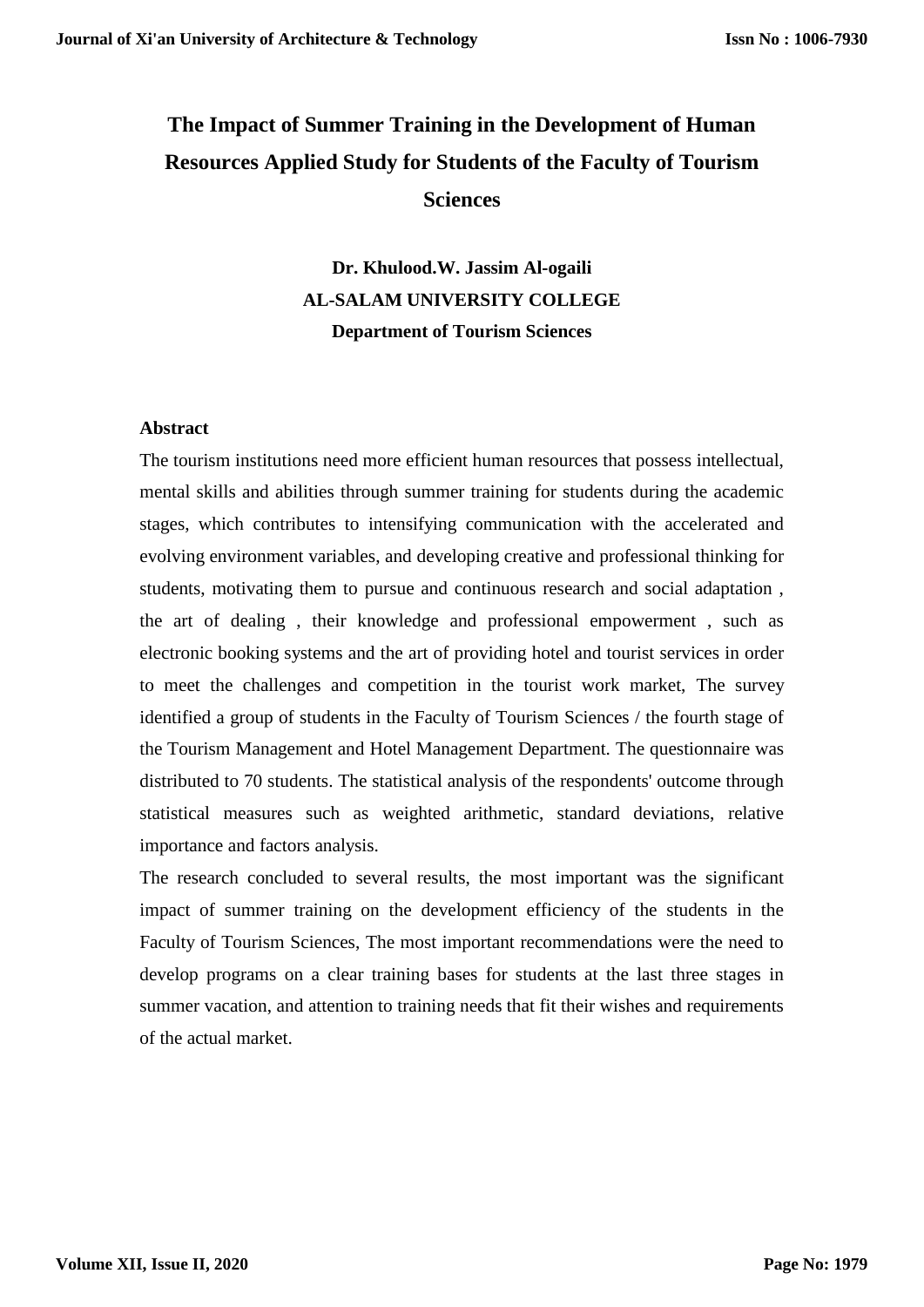# The Impact of Summer Training in the Development of Human Resources Applied Study for Students of the Faculty of Tourism Sciences

**Dr. Khulood.W. Jassim Al-ogaili**

**AL-SALAM UNIVERSITY COLLEGE**

**Department of Tourism Sciences**

## Abstract

The tourism institutions need more efficient human resources that possess intellectual, mental skills and abilities through summer training for students during the academic stages, which contributes to intensifying communication with the accelerated and evolving environment variables, and developing creative and professional thinking for students, motivating them to pursue and continuous research and social adaptation , the art of dealing , their knowledge and professional empowerment , such as electronic booking systems and the art of providing hotel and tourist services in order to meet the challenges and competition in the tourist work market, The survey identified a group of students in the Faculty of Tourism Sciences / the fourth stage of the Tourism Management and Hotel Management Department. The questionnaire was distributed to 70 students. The statistical analysis of the respondents' outcome through statistical measures such as weighted arithmetic, standard deviations, relative importance and factors analysis.

The research concluded to several results, the most important was the significant impact of summer training on the development efficiency of the students in the Faculty of Tourism Sciences, The most important recommendations were the need to develop programs on a clear training bases for students at the last three stages in summer vacation, and attention to training needs that fit their wishes and requirements of the actual market.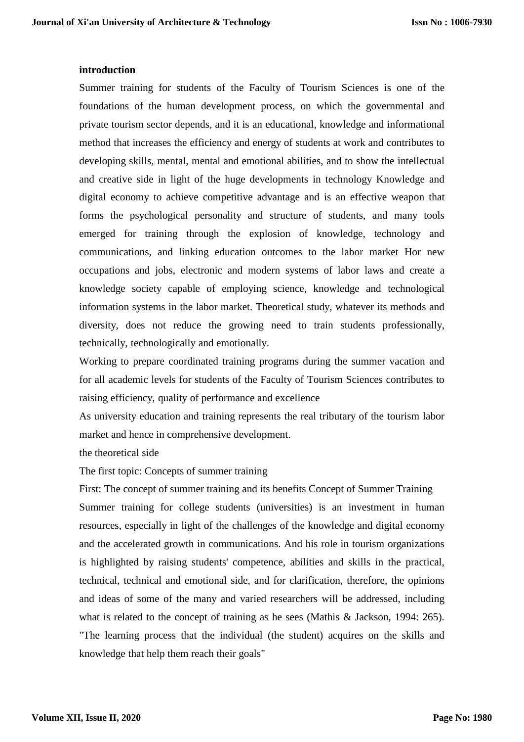**introduction**

Summer training for students of the Faculty of Tourism Sciences is one of the foundations of the human development process, on which the governmental and private tourism sector depends, and it is an educational, knowledge and informational method that increases the efficiency and energy of students at work and contributes to developing skills, mental, mental and emotional abilities, and to show the intellectual and creative side in light of the huge developments in technology Knowledge and digital economy to achieve competitive advantage and is an effective weapon that forms the psychological personality and structure of students, and many tools emerged for training through the explosion of knowledge, technology and communications, and linking education outcomes to the labor market Hor new occupations and jobs, electronic and modern systems of labor laws and create a knowledge society capable of employing science, knowledge and technological information systems in the labor market. Theoretical study, whatever its methods and diversity, does not reduce the growing need to train students professionally, technically, technologically and emotionally.

Working to prepare coordinated training programs during the summer vacation and for all academic levels for students of the Faculty of Tourism Sciences contributes to raising efficiency, quality of performance and excellence

As university education and training represents the real tributary of the tourism labor market and hence in comprehensive development.

the theoretical side

The first topic: Concepts of summer training

First: The concept of summer training and its benefits Concept of Summer Training

Summer training for college students (universities) is an investment in human resources, especially in light of the challenges of the knowledge and digital economy and the accelerated growth in communications. And his role in tourism organizations is highlighted by raising students' competence, abilities and skills in the practical, technical, technical and emotional side, and for clarification, therefore, the opinions and ideas of some of the many and varied researchers will be addressed, including what is related to the concept of training as he sees (Mathis & Jackson, 1994: 265). "The learning process that the individual (the student) acquires on the skills and knowledge that help them reach their goals"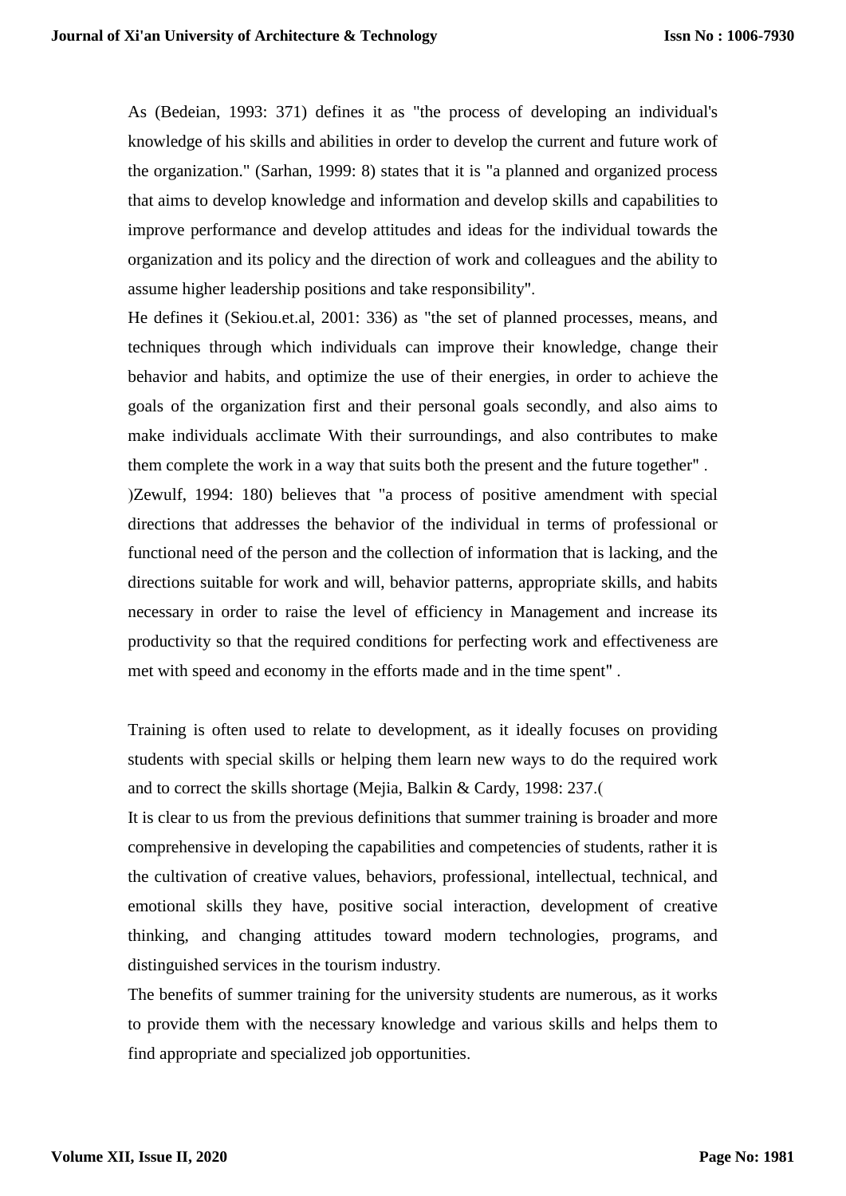As (Bedeian, 1993: 371) defines it as "the process of developing an individual's knowledge of his skills and abilities in order to develop the current and future work of the organization." (Sarhan, 1999: 8) states that it is "a planned and organized process that aims to develop knowledge and information and develop skills and capabilities to improve performance and develop attitudes and ideas for the individual towards the organization and its policy and the direction of work and colleagues and the ability to assume higher leadership positions and take responsibility".

He defines it (Sekiou.et.al, 2001: 336) as "the set of planned processes, means, and techniques through which individuals can improve their knowledge, change their behavior and habits, and optimize the use of their energies, in order to achieve the goals of the organization first and their personal goals secondly, and also aims to make individuals acclimate With their surroundings, and also contributes to make them complete the work in a way that suits both the present and the future together" .

)Zewulf, 1994: 180) believes that "a process of positive amendment with special directions that addresses the behavior of the individual in terms of professional or functional need of the person and the collection of information that is lacking, and the directions suitable for work and will, behavior patterns, appropriate skills, and habits necessary in order to raise the level of efficiency in Management and increase its productivity so that the required conditions for perfecting work and effectiveness are met with speed and economy in the efforts made and in the time spent" .

Training is often used to relate to development, as it ideally focuses on providing students with special skills or helping them learn new ways to do the required work and to correct the skills shortage (Mejia, Balkin & Cardy, 1998: 237.(

It is clear to us from the previous definitions that summer training is broader and more comprehensive in developing the capabilities and competencies of students, rather it is the cultivation of creative values, behaviors, professional, intellectual, technical, and emotional skills they have, positive social interaction, development of creative thinking, and changing attitudes toward modern technologies, programs, and distinguished services in the tourism industry.

The benefits of summer training for the university students are numerous, as it works to provide them with the necessary knowledge and various skills and helps them to find appropriate and specialized job opportunities.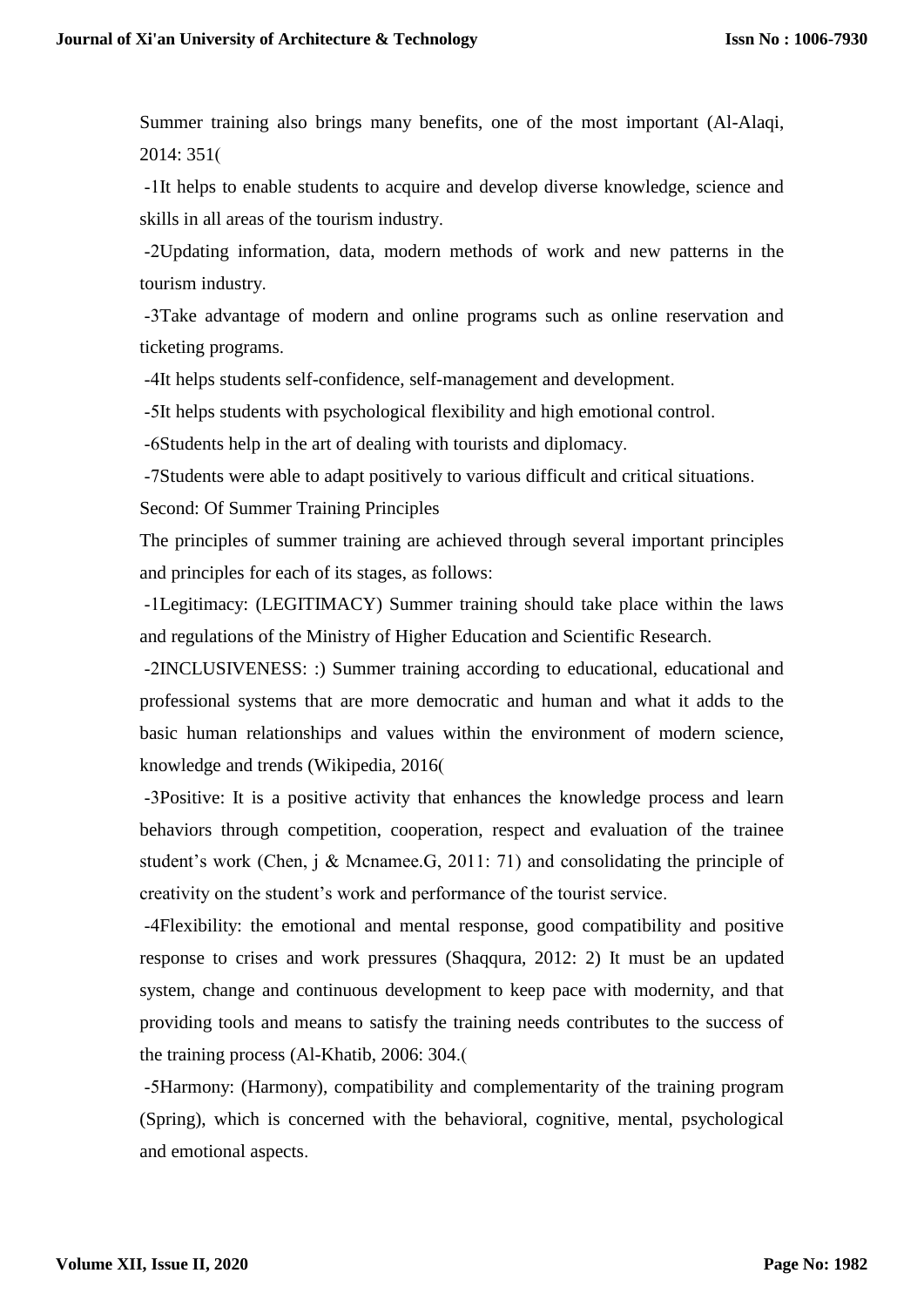Summer training also brings many benefits, one of the most important (Al-Alaqi, 2014: 351(

-1It helps to enable students to acquire and develop diverse knowledge, science and skills in all areas of the tourism industry.

-2Updating information, data, modern methods of work and new patterns in the tourism industry.

-3Take advantage of modern and online programs such as online reservation and ticketing programs.

-4It helps students self-confidence, self-management and development.

-5It helps students with psychological flexibility and high emotional control.

-6Students help in the art of dealing with tourists and diplomacy.

-7Students were able to adapt positively to various difficult and critical situations.

Second: Of Summer Training Principles

The principles of summer training are achieved through several important principles and principles for each of its stages, as follows:

-1Legitimacy: (LEGITIMACY) Summer training should take place within the laws and regulations of the Ministry of Higher Education and Scientific Research.

-2INCLUSIVENESS: :) Summer training according to educational, educational and professional systems that are more democratic and human and what it adds to the basic human relationships and values within the environment of modern science, knowledge and trends (Wikipedia, 2016(

-3Positive: It is a positive activity that enhances the knowledge process and learn behaviors through competition, cooperation, respect and evaluation of the trainee student's work (Chen, j & Mcnamee.G, 2011: 71) and consolidating the principle of creativity on the student's work and performance of the tourist service.

-4Flexibility: the emotional and mental response, good compatibility and positive response to crises and work pressures (Shaqqura, 2012: 2) It must be an updated system, change and continuous development to keep pace with modernity, and that providing tools and means to satisfy the training needs contributes to the success of the training process (Al-Khatib, 2006: 304.(

-5Harmony: (Harmony), compatibility and complementarity of the training program (Spring), which is concerned with the behavioral, cognitive, mental, psychological and emotional aspects.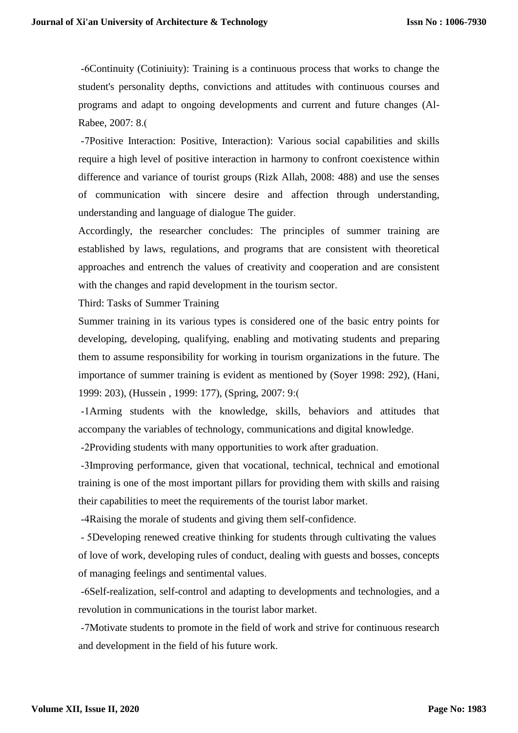-6Continuity (Cotiniuity): Training is a continuous process that works to change the student's personality depths, convictions and attitudes with continuous courses and programs and adapt to ongoing developments and current and future changes (Al-Rabee, 2007: 8.(

-7Positive Interaction: Positive, Interaction): Various social capabilities and skills require a high level of positive interaction in harmony to confront coexistence within difference and variance of tourist groups (Rizk Allah, 2008: 488) and use the senses of communication with sincere desire and affection through understanding, understanding and language of dialogue The guider.

Accordingly, the researcher concludes: The principles of summer training are established by laws, regulations, and programs that are consistent with theoretical approaches and entrench the values of creativity and cooperation and are consistent with the changes and rapid development in the tourism sector.

Third: Tasks of Summer Training

Summer training in its various types is considered one of the basic entry points for developing, developing, qualifying, enabling and motivating students and preparing them to assume responsibility for working in tourism organizations in the future. The importance of summer training is evident as mentioned by (Soyer 1998: 292), (Hani, 1999: 203), (Hussein , 1999: 177), (Spring, 2007: 9:(

-1Arming students with the knowledge, skills, behaviors and attitudes that accompany the variables of technology, communications and digital knowledge.

-2Providing students with many opportunities to work after graduation.

-3Improving performance, given that vocational, technical, technical and emotional training is one of the most important pillars for providing them with skills and raising their capabilities to meet the requirements of the tourist labor market.

-4Raising the morale of students and giving them self-confidence.

- 5Developing renewed creative thinking for students through cultivating the values of love of work, developing rules of conduct, dealing with guests and bosses, concepts of managing feelings and sentimental values.

-6Self-realization, self-control and adapting to developments and technologies, and a revolution in communications in the tourist labor market.

-7Motivate students to promote in the field of work and strive for continuous research and development in the field of his future work.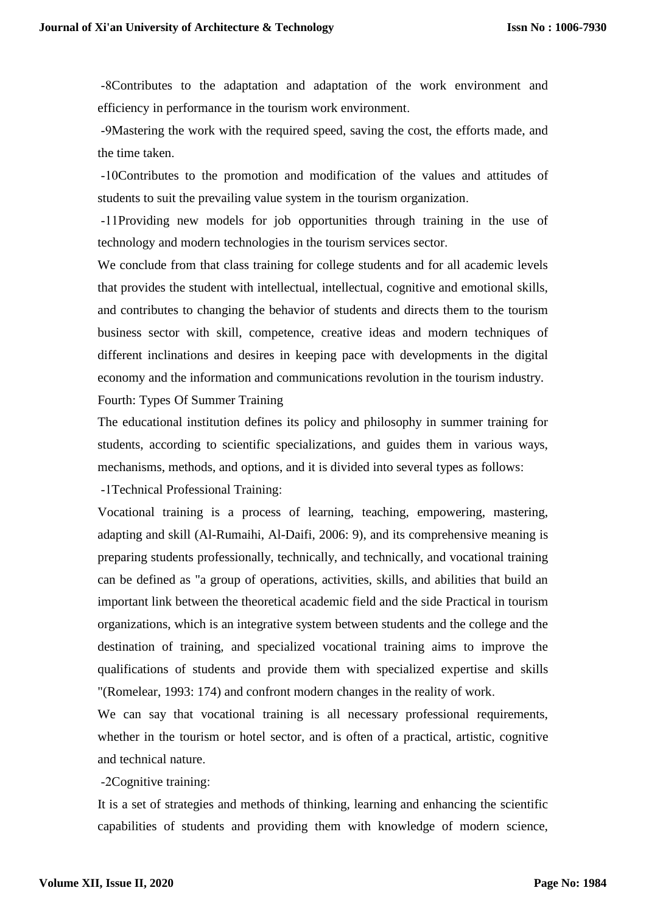-8Contributes to the adaptation and adaptation of the work environment and efficiency in performance in the tourism work environment.

-9Mastering the work with the required speed, saving the cost, the efforts made, and the time taken.

-10Contributes to the promotion and modification of the values and attitudes of students to suit the prevailing value system in the tourism organization.

-11Providing new models for job opportunities through training in the use of technology and modern technologies in the tourism services sector.

We conclude from that class training for college students and for all academic levels that provides the student with intellectual, intellectual, cognitive and emotional skills, and contributes to changing the behavior of students and directs them to the tourism business sector with skill, competence, creative ideas and modern techniques of different inclinations and desires in keeping pace with developments in the digital economy and the information and communications revolution in the tourism industry.

Fourth: Types Of Summer Training

The educational institution defines its policy and philosophy in summer training for students, according to scientific specializations, and guides them in various ways, mechanisms, methods, and options, and it is divided into several types as follows:

-1Technical Professional Training:

Vocational training is a process of learning, teaching, empowering, mastering, adapting and skill (Al-Rumaihi, Al-Daifi, 2006: 9), and its comprehensive meaning is preparing students professionally, technically, and technically, and vocational training can be defined as "a group of operations, activities, skills, and abilities that build an important link between the theoretical academic field and the side Practical in tourism organizations, which is an integrative system between students and the college and the destination of training, and specialized vocational training aims to improve the qualifications of students and provide them with specialized expertise and skills "(Romelear, 1993: 174) and confront modern changes in the reality of work.

We can say that vocational training is all necessary professional requirements, whether in the tourism or hotel sector, and is often of a practical, artistic, cognitive and technical nature.

-2Cognitive training:

It is a set of strategies and methods of thinking, learning and enhancing the scientific capabilities of students and providing them with knowledge of modern science,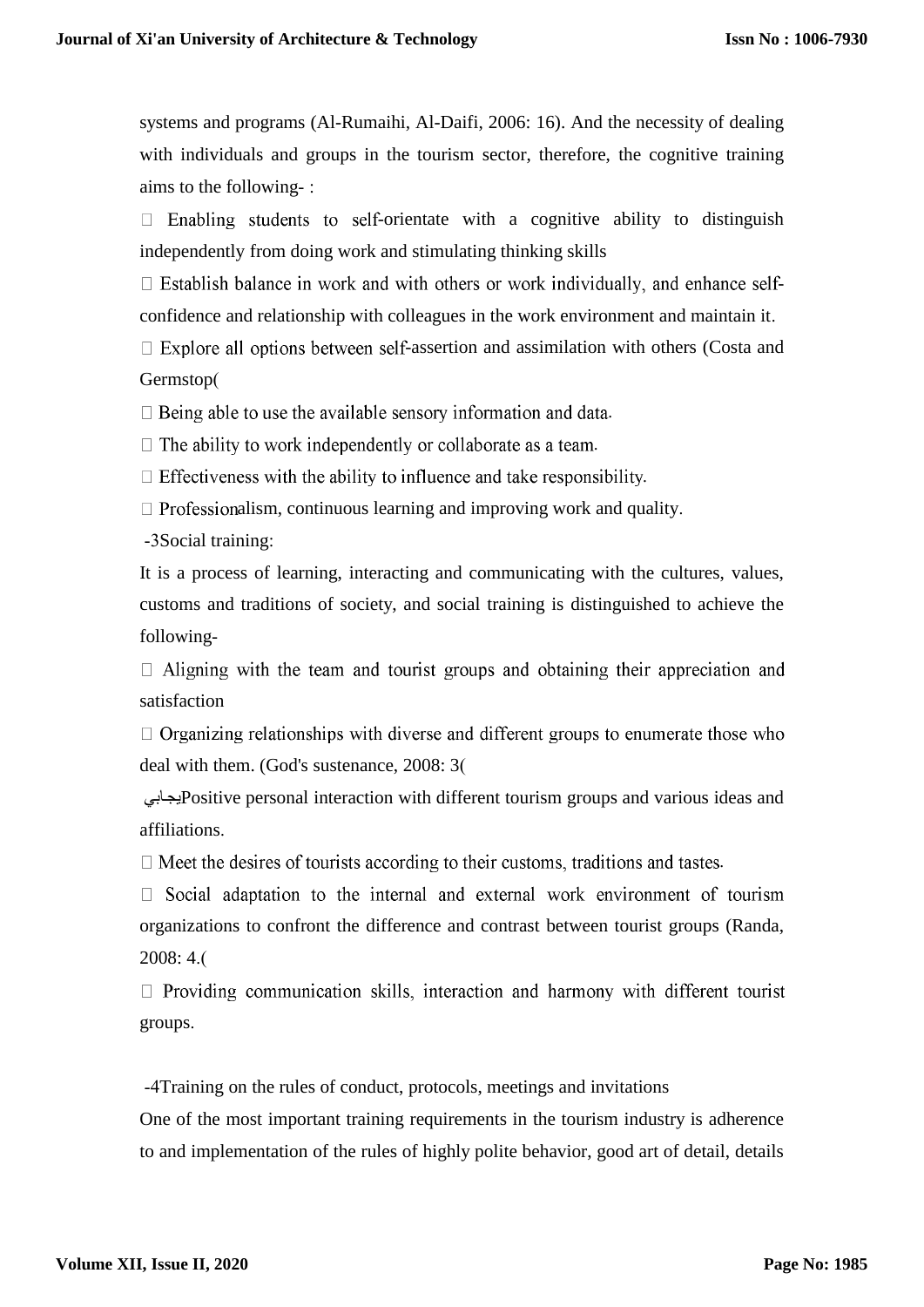systems and programs (Al-Rumaihi, Al-Daifi, 2006: 16). And the necessity of dealing with individuals and groups in the tourism sector, therefore, the cognitive training aims to the following- :

-  Enabling students to self-orientate with a cognitive ability to distinguish independently from doing work and stimulating thinking skills
-  Establish balance in work and with others or work individually, and enhance self-confidence and relationship with colleagues in the work environment and maintain it.
-  Explore all options between self-assertion and assimilation with others (Costa and Germstop(
-  Being able to use the available sensory information and data.
-  The ability to work independently or collaborate as a team.
-  Effectiveness with the ability to influence and take responsibility.
-  Professionalism, continuous learning and improving work and quality.

-3Social training:

It is a process of learning, interacting and communicating with the cultures, values, customs and traditions of society, and social training is distinguished to achieve the following-

-  Aligning with the team and tourist groups and obtaining their appreciation and satisfaction
-  Organizing relationships with diverse and different groups to enumerate those who deal with them. (God's sustenance, 2008: 3(
- يجابيPositive personal interaction with different tourism groups and various ideas and affiliations.
-  Meet the desires of tourists according to their customs, traditions and tastes.
-  Social adaptation to the internal and external work environment of tourism organizations to confront the difference and contrast between tourist groups (Randa, 2008: 4.(
-  Providing communication skills, interaction and harmony with different tourist groups.

-4Training on the rules of conduct, protocols, meetings and invitations

One of the most important training requirements in the tourism industry is adherence to and implementation of the rules of highly polite behavior, good art of detail, details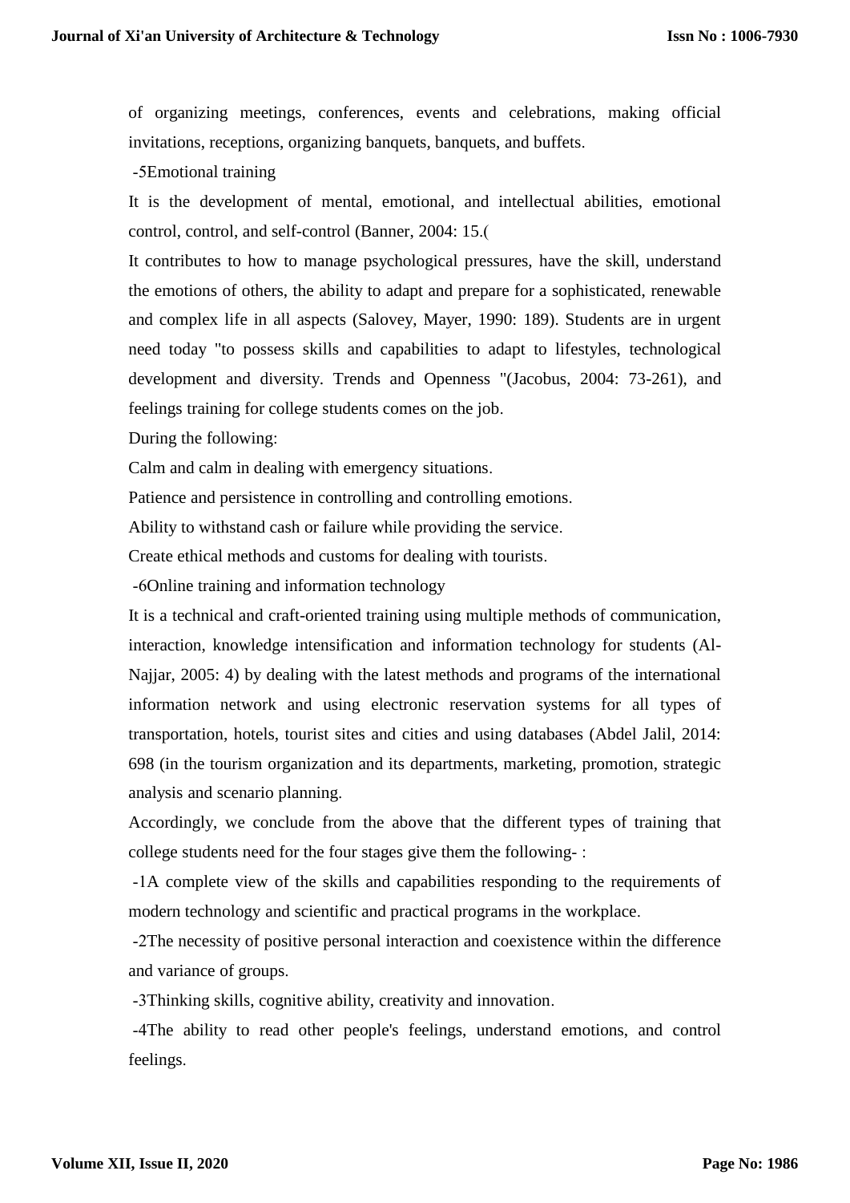of organizing meetings, conferences, events and celebrations, making official invitations, receptions, organizing banquets, banquets, and buffets.

-5Emotional training

It is the development of mental, emotional, and intellectual abilities, emotional control, control, and self-control (Banner, 2004: 15.(

It contributes to how to manage psychological pressures, have the skill, understand the emotions of others, the ability to adapt and prepare for a sophisticated, renewable and complex life in all aspects (Salovey, Mayer, 1990: 189). Students are in urgent need today "to possess skills and capabilities to adapt to lifestyles, technological development and diversity. Trends and Openness "(Jacobus, 2004: 73-261), and feelings training for college students comes on the job.

During the following:

Calm and calm in dealing with emergency situations.

Patience and persistence in controlling and controlling emotions.

Ability to withstand cash or failure while providing the service.

Create ethical methods and customs for dealing with tourists.

-6Online training and information technology

It is a technical and craft-oriented training using multiple methods of communication, interaction, knowledge intensification and information technology for students (Al-Najjar, 2005: 4) by dealing with the latest methods and programs of the international information network and using electronic reservation systems for all types of transportation, hotels, tourist sites and cities and using databases (Abdel Jalil, 2014: 698 (in the tourism organization and its departments, marketing, promotion, strategic analysis and scenario planning.

Accordingly, we conclude from the above that the different types of training that college students need for the four stages give them the following- :

-1A complete view of the skills and capabilities responding to the requirements of modern technology and scientific and practical programs in the workplace.

-2The necessity of positive personal interaction and coexistence within the difference and variance of groups.

-3Thinking skills, cognitive ability, creativity and innovation.

-4The ability to read other people's feelings, understand emotions, and control feelings.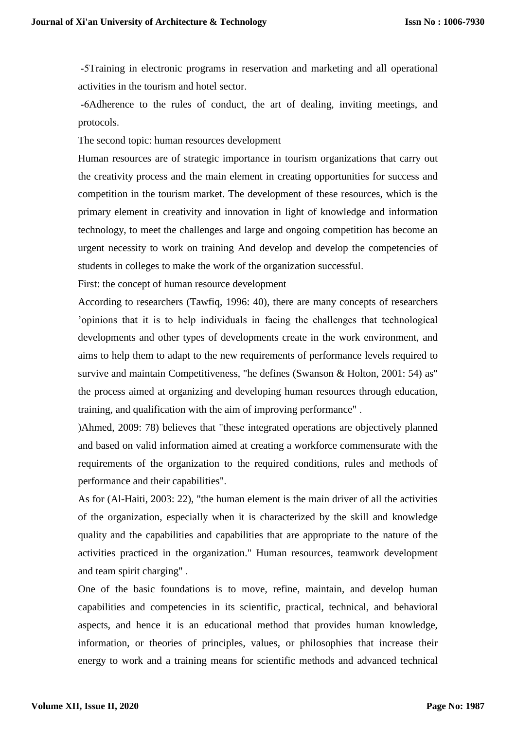-5Training in electronic programs in reservation and marketing and all operational activities in the tourism and hotel sector.

-6Adherence to the rules of conduct, the art of dealing, inviting meetings, and protocols.

The second topic: human resources development

Human resources are of strategic importance in tourism organizations that carry out the creativity process and the main element in creating opportunities for success and competition in the tourism market. The development of these resources, which is the primary element in creativity and innovation in light of knowledge and information technology, to meet the challenges and large and ongoing competition has become an urgent necessity to work on training And develop and develop the competencies of students in colleges to make the work of the organization successful.

First: the concept of human resource development

According to researchers (Tawfiq, 1996: 40), there are many concepts of researchers 'opinions that it is to help individuals in facing the challenges that technological developments and other types of developments create in the work environment, and aims to help them to adapt to the new requirements of performance levels required to survive and maintain Competitiveness, "he defines (Swanson & Holton, 2001: 54) as" the process aimed at organizing and developing human resources through education, training, and qualification with the aim of improving performance" .

)Ahmed, 2009: 78) believes that "these integrated operations are objectively planned and based on valid information aimed at creating a workforce commensurate with the requirements of the organization to the required conditions, rules and methods of performance and their capabilities".

As for (Al-Haiti, 2003: 22), "the human element is the main driver of all the activities of the organization, especially when it is characterized by the skill and knowledge quality and the capabilities and capabilities that are appropriate to the nature of the activities practiced in the organization." Human resources, teamwork development and team spirit charging" .

One of the basic foundations is to move, refine, maintain, and develop human capabilities and competencies in its scientific, practical, technical, and behavioral aspects, and hence it is an educational method that provides human knowledge, information, or theories of principles, values, or philosophies that increase their energy to work and a training means for scientific methods and advanced technical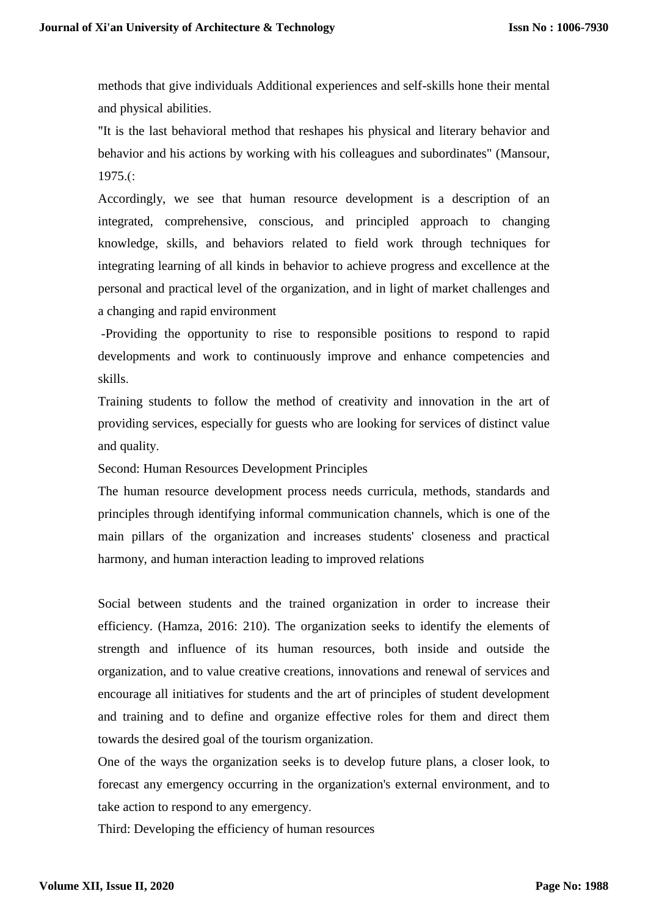methods that give individuals Additional experiences and self-skills hone their mental and physical abilities.

"It is the last behavioral method that reshapes his physical and literary behavior and behavior and his actions by working with his colleagues and subordinates" (Mansour, 1975.(:

Accordingly, we see that human resource development is a description of an integrated, comprehensive, conscious, and principled approach to changing knowledge, skills, and behaviors related to field work through techniques for integrating learning of all kinds in behavior to achieve progress and excellence at the personal and practical level of the organization, and in light of market challenges and a changing and rapid environment

-Providing the opportunity to rise to responsible positions to respond to rapid developments and work to continuously improve and enhance competencies and skills.

Training students to follow the method of creativity and innovation in the art of providing services, especially for guests who are looking for services of distinct value and quality.

Second: Human Resources Development Principles

The human resource development process needs curricula, methods, standards and principles through identifying informal communication channels, which is one of the main pillars of the organization and increases students' closeness and practical harmony, and human interaction leading to improved relations

Social between students and the trained organization in order to increase their efficiency. (Hamza, 2016: 210). The organization seeks to identify the elements of strength and influence of its human resources, both inside and outside the organization, and to value creative creations, innovations and renewal of services and encourage all initiatives for students and the art of principles of student development and training and to define and organize effective roles for them and direct them towards the desired goal of the tourism organization.

One of the ways the organization seeks is to develop future plans, a closer look, to forecast any emergency occurring in the organization's external environment, and to take action to respond to any emergency.

Third: Developing the efficiency of human resources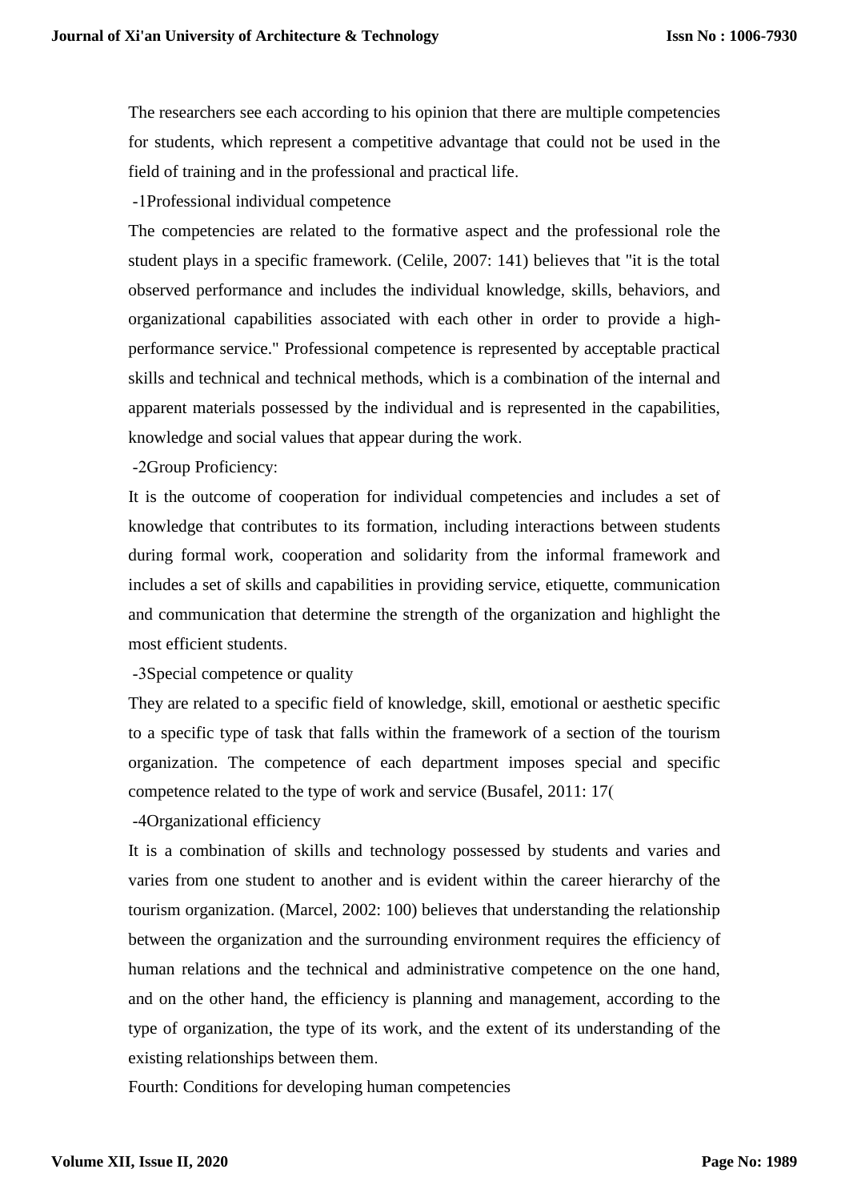The researchers see each according to his opinion that there are multiple competencies for students, which represent a competitive advantage that could not be used in the field of training and in the professional and practical life.

-1Professional individual competence

The competencies are related to the formative aspect and the professional role the student plays in a specific framework. (Celile, 2007: 141) believes that "it is the total observed performance and includes the individual knowledge, skills, behaviors, and organizational capabilities associated with each other in order to provide a high-performance service." Professional competence is represented by acceptable practical skills and technical and technical methods, which is a combination of the internal and apparent materials possessed by the individual and is represented in the capabilities, knowledge and social values that appear during the work.

-2Group Proficiency:

It is the outcome of cooperation for individual competencies and includes a set of knowledge that contributes to its formation, including interactions between students during formal work, cooperation and solidarity from the informal framework and includes a set of skills and capabilities in providing service, etiquette, communication and communication that determine the strength of the organization and highlight the most efficient students.

-3Special competence or quality

They are related to a specific field of knowledge, skill, emotional or aesthetic specific to a specific type of task that falls within the framework of a section of the tourism organization. The competence of each department imposes special and specific competence related to the type of work and service (Busafel, 2011: 17(

-4Organizational efficiency

It is a combination of skills and technology possessed by students and varies and varies from one student to another and is evident within the career hierarchy of the tourism organization. (Marcel, 2002: 100) believes that understanding the relationship between the organization and the surrounding environment requires the efficiency of human relations and the technical and administrative competence on the one hand, and on the other hand, the efficiency is planning and management, according to the type of organization, the type of its work, and the extent of its understanding of the existing relationships between them.

Fourth: Conditions for developing human competencies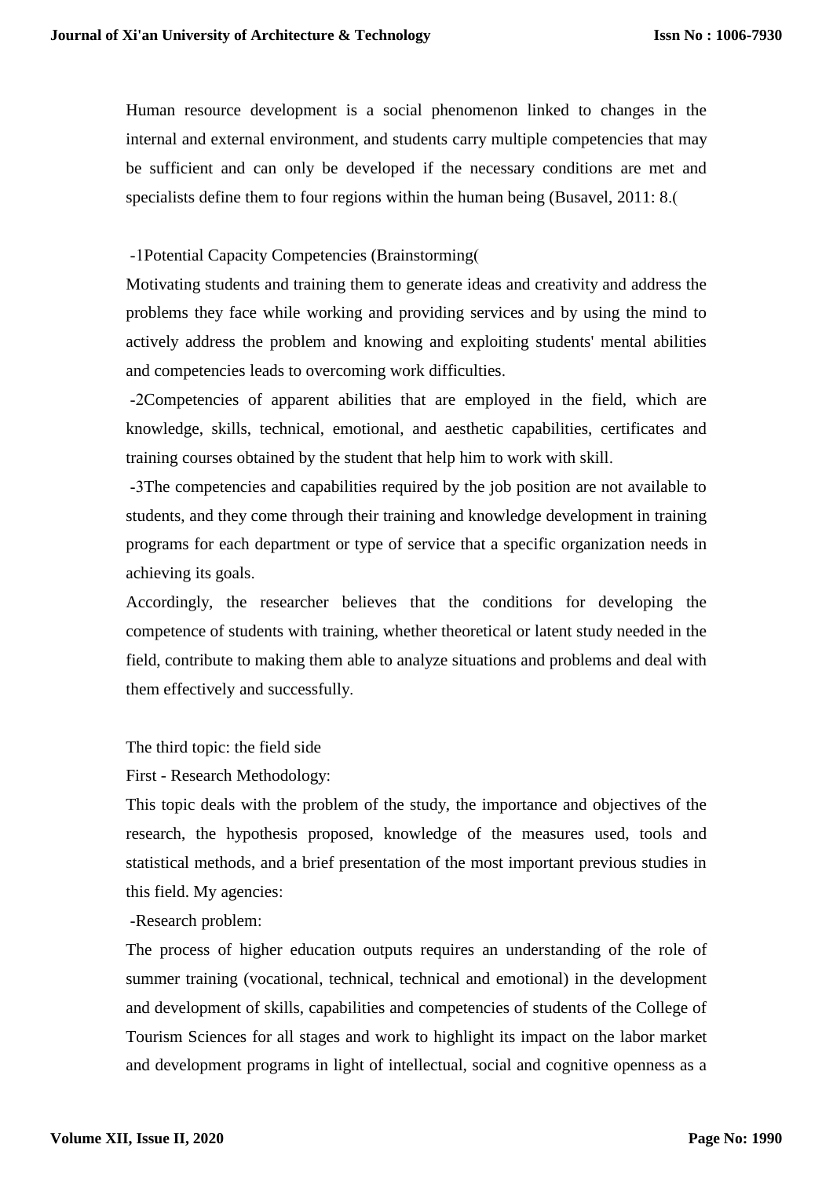Human resource development is a social phenomenon linked to changes in the internal and external environment, and students carry multiple competencies that may be sufficient and can only be developed if the necessary conditions are met and specialists define them to four regions within the human being (Busavel, 2011: 8.(

-1Potential Capacity Competencies (Brainstorming(

Motivating students and training them to generate ideas and creativity and address the problems they face while working and providing services and by using the mind to actively address the problem and knowing and exploiting students' mental abilities and competencies leads to overcoming work difficulties.

-2Competencies of apparent abilities that are employed in the field, which are knowledge, skills, technical, emotional, and aesthetic capabilities, certificates and training courses obtained by the student that help him to work with skill.

-3The competencies and capabilities required by the job position are not available to students, and they come through their training and knowledge development in training programs for each department or type of service that a specific organization needs in achieving its goals.

Accordingly, the researcher believes that the conditions for developing the competence of students with training, whether theoretical or latent study needed in the field, contribute to making them able to analyze situations and problems and deal with them effectively and successfully.

The third topic: the field side

First - Research Methodology:

This topic deals with the problem of the study, the importance and objectives of the research, the hypothesis proposed, knowledge of the measures used, tools and statistical methods, and a brief presentation of the most important previous studies in this field. My agencies:

-Research problem:

The process of higher education outputs requires an understanding of the role of summer training (vocational, technical, technical and emotional) in the development and development of skills, capabilities and competencies of students of the College of Tourism Sciences for all stages and work to highlight its impact on the labor market and development programs in light of intellectual, social and cognitive openness as a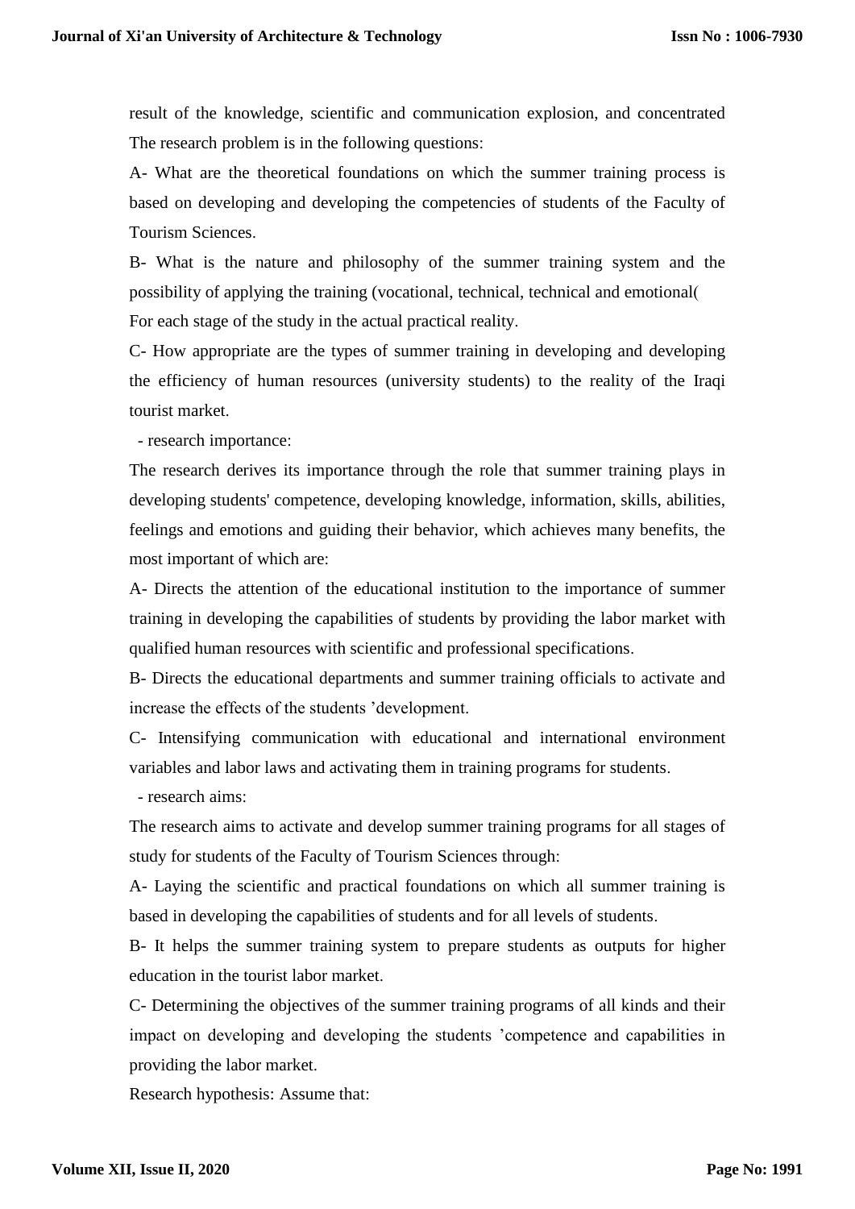result of the knowledge, scientific and communication explosion, and concentrated The research problem is in the following questions:

A- What are the theoretical foundations on which the summer training process is based on developing and developing the competencies of students of the Faculty of Tourism Sciences.

B- What is the nature and philosophy of the summer training system and the possibility of applying the training (vocational, technical, technical and emotional( For each stage of the study in the actual practical reality.

C- How appropriate are the types of summer training in developing and developing the efficiency of human resources (university students) to the reality of the Iraqi tourist market.

- research importance:

The research derives its importance through the role that summer training plays in developing students' competence, developing knowledge, information, skills, abilities, feelings and emotions and guiding their behavior, which achieves many benefits, the most important of which are:

A- Directs the attention of the educational institution to the importance of summer training in developing the capabilities of students by providing the labor market with qualified human resources with scientific and professional specifications.

B- Directs the educational departments and summer training officials to activate and increase the effects of the students 'development.

C- Intensifying communication with educational and international environment variables and labor laws and activating them in training programs for students.

- research aims:

The research aims to activate and develop summer training programs for all stages of study for students of the Faculty of Tourism Sciences through:

A- Laying the scientific and practical foundations on which all summer training is based in developing the capabilities of students and for all levels of students.

B- It helps the summer training system to prepare students as outputs for higher education in the tourist labor market.

C- Determining the objectives of the summer training programs of all kinds and their impact on developing and developing the students 'competence and capabilities in providing the labor market.

Research hypothesis: Assume that: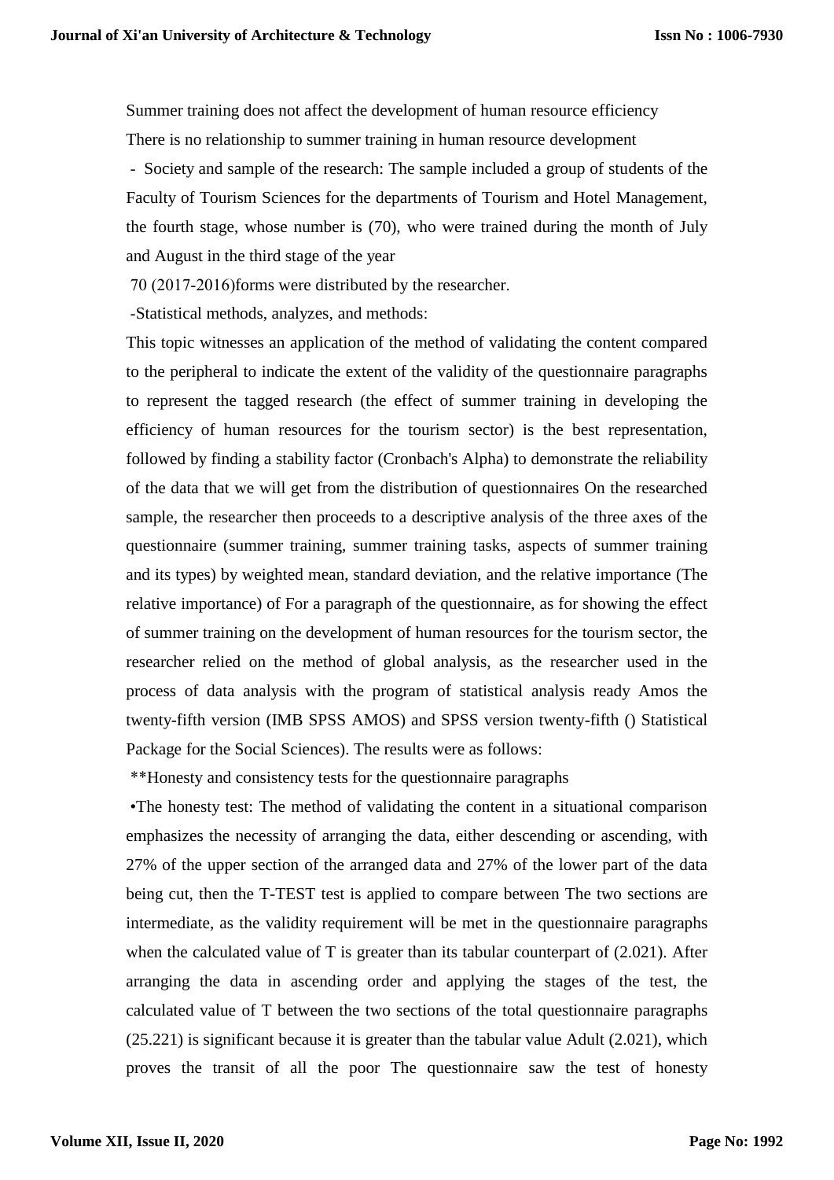Summer training does not affect the development of human resource efficiency

There is no relationship to summer training in human resource development

- Society and sample of the research: The sample included a group of students of the Faculty of Tourism Sciences for the departments of Tourism and Hotel Management, the fourth stage, whose number is (70), who were trained during the month of July and August in the third stage of the year

70 (2017-2016)forms were distributed by the researcher.

-Statistical methods, analyzes, and methods:

This topic witnesses an application of the method of validating the content compared to the peripheral to indicate the extent of the validity of the questionnaire paragraphs to represent the tagged research (the effect of summer training in developing the efficiency of human resources for the tourism sector) is the best representation, followed by finding a stability factor (Cronbach's Alpha) to demonstrate the reliability of the data that we will get from the distribution of questionnaires On the researched sample, the researcher then proceeds to a descriptive analysis of the three axes of the questionnaire (summer training, summer training tasks, aspects of summer training and its types) by weighted mean, standard deviation, and the relative importance (The relative importance) of For a paragraph of the questionnaire, as for showing the effect of summer training on the development of human resources for the tourism sector, the researcher relied on the method of global analysis, as the researcher used in the process of data analysis with the program of statistical analysis ready Amos the twenty-fifth version (IMB SPSS AMOS) and SPSS version twenty-fifth () Statistical Package for the Social Sciences). The results were as follows:

**Honesty and consistency tests for the questionnaire paragraphs

•The honesty test: The method of validating the content in a situational comparison emphasizes the necessity of arranging the data, either descending or ascending, with 27% of the upper section of the arranged data and 27% of the lower part of the data being cut, then the T-TEST test is applied to compare between The two sections are intermediate, as the validity requirement will be met in the questionnaire paragraphs when the calculated value of T is greater than its tabular counterpart of (2.021). After arranging the data in ascending order and applying the stages of the test, the calculated value of T between the two sections of the total questionnaire paragraphs (25.221) is significant because it is greater than the tabular value Adult (2.021), which proves the transit of all the poor The questionnaire saw the test of honesty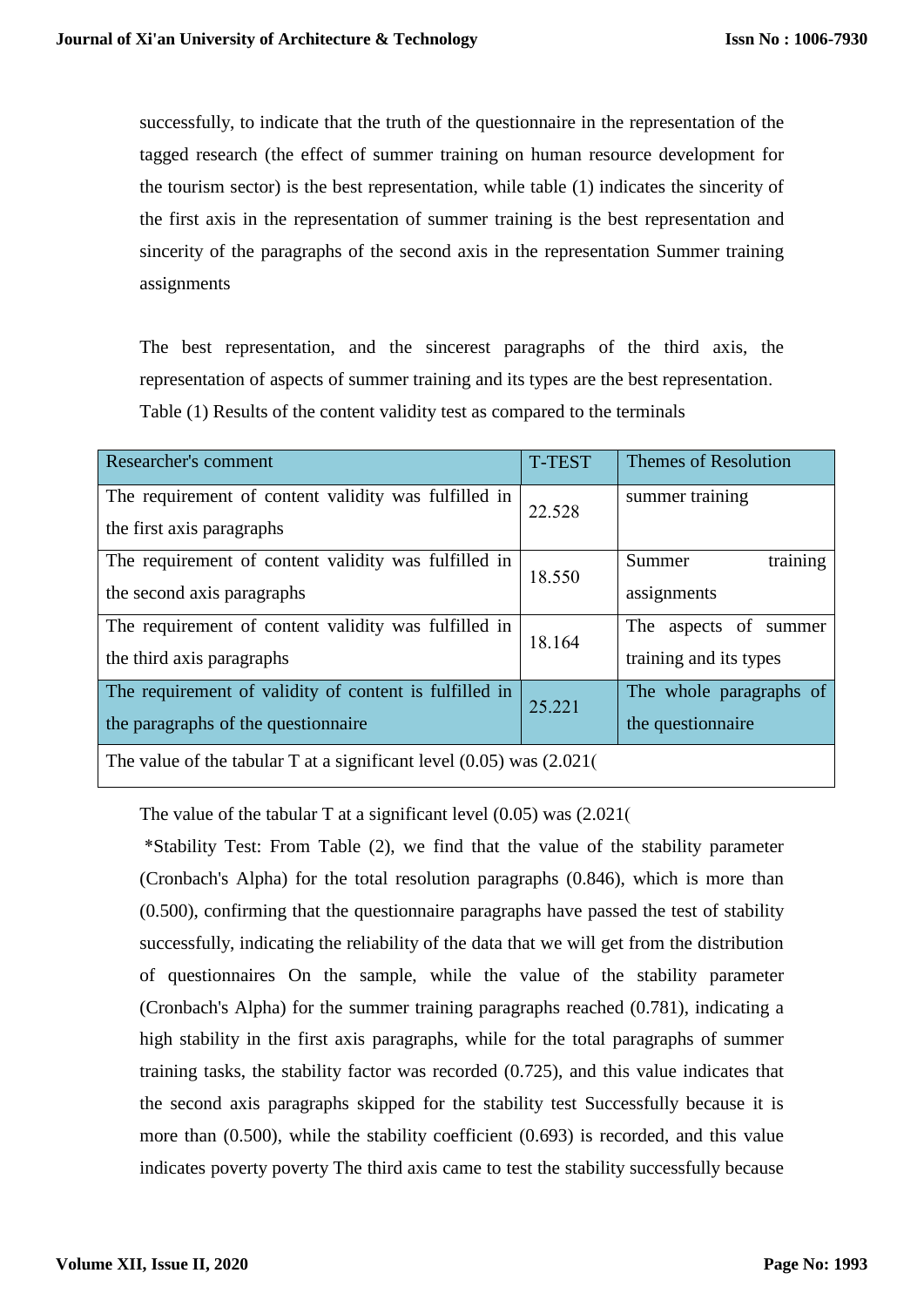successfully, to indicate that the truth of the questionnaire in the representation of the tagged research (the effect of summer training on human resource development for the tourism sector) is the best representation, while table (1) indicates the sincerity of the first axis in the representation of summer training is the best representation and sincerity of the paragraphs of the second axis in the representation Summer training assignments

The best representation, and the sincerest paragraphs of the third axis, the representation of aspects of summer training and its types are the best representation.

Table (1) Results of the content validity test as compared to the terminals

| Researcher's comment | T-TEST | Themes of Resolution |
|---|---|---|
| The requirement of content validity was fulfilled in the first axis paragraphs | 22.528 | summer training |
| The requirement of content validity was fulfilled in the second axis paragraphs | 18.550 | Summer training assignments |
| The requirement of content validity was fulfilled in the third axis paragraphs | 18.164 | The aspects of summer training and its types |
| The requirement of validity of content is fulfilled in the paragraphs of the questionnaire | 25.221 | The whole paragraphs of the questionnaire |
| The value of the tabular T at a significant level (0.05) was (2.021( | | |

The value of the tabular T at a significant level (0.05) was (2.021(

*Stability Test: From Table (2), we find that the value of the stability parameter (Cronbach's Alpha) for the total resolution paragraphs (0.846), which is more than (0.500), confirming that the questionnaire paragraphs have passed the test of stability successfully, indicating the reliability of the data that we will get from the distribution of questionnaires On the sample, while the value of the stability parameter (Cronbach's Alpha) for the summer training paragraphs reached (0.781), indicating a high stability in the first axis paragraphs, while for the total paragraphs of summer training tasks, the stability factor was recorded (0.725), and this value indicates that the second axis paragraphs skipped for the stability test Successfully because it is more than (0.500), while the stability coefficient (0.693) is recorded, and this value indicates poverty poverty The third axis came to test the stability successfully because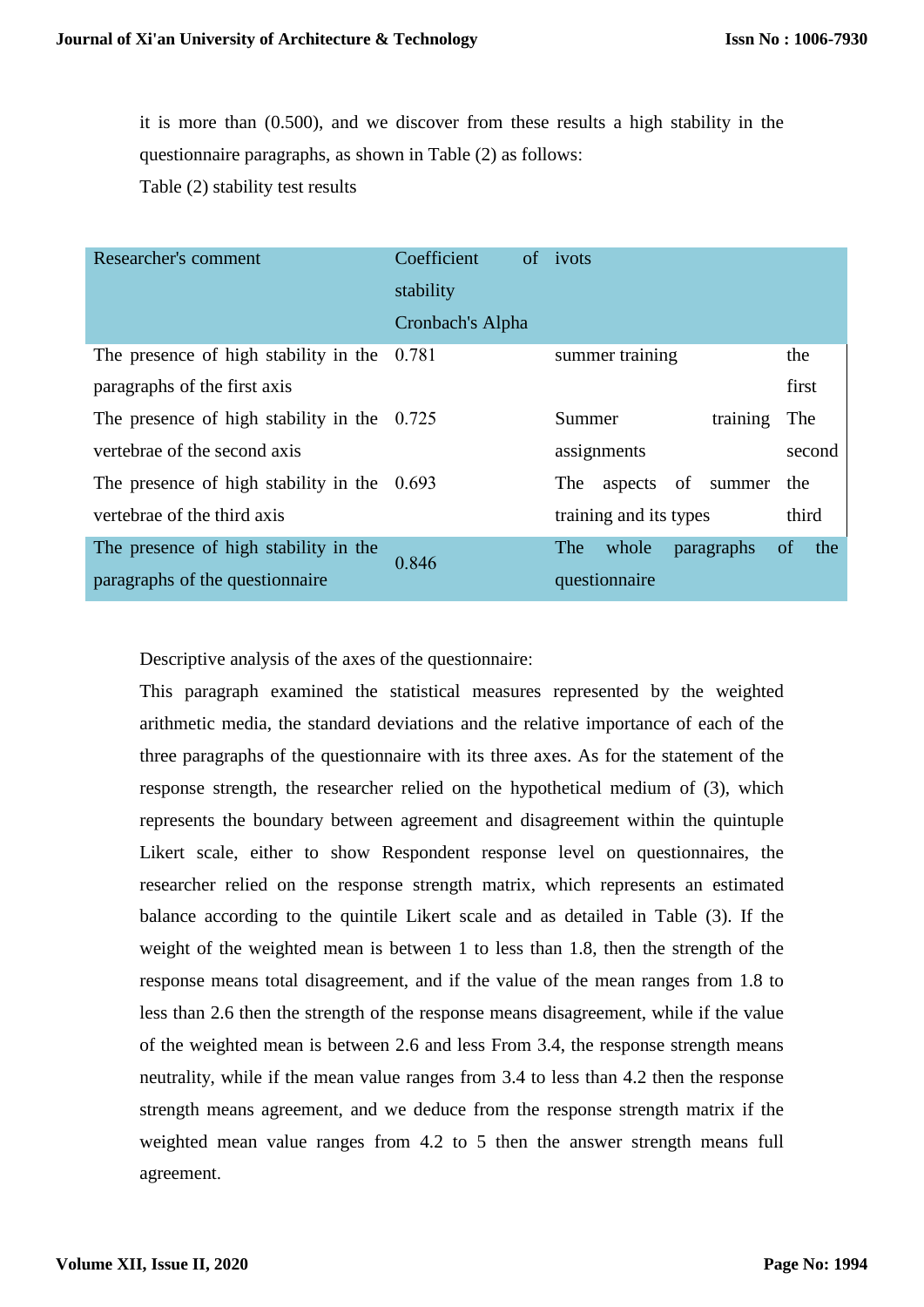it is more than (0.500), and we discover from these results a high stability in the questionnaire paragraphs, as shown in Table (2) as follows:

Table (2) stability test results

| Researcher's comment | Coefficient of stability Cronbach's Alpha | ivots | |
|---|---|---|---|
| The presence of high stability in the paragraphs of the first axis | 0.781 | summer training | the first |
| The presence of high stability in the vertebrae of the second axis | 0.725 | Summer training assignments | The second |
| The presence of high stability in the vertebrae of the third axis | 0.693 | The aspects of summer training and its types | the third |
| The presence of high stability in the paragraphs of the questionnaire | 0.846 | The whole paragraphs of the questionnaire | |

Descriptive analysis of the axes of the questionnaire:

This paragraph examined the statistical measures represented by the weighted arithmetic media, the standard deviations and the relative importance of each of the three paragraphs of the questionnaire with its three axes. As for the statement of the response strength, the researcher relied on the hypothetical medium of (3), which represents the boundary between agreement and disagreement within the quintuple Likert scale, either to show Respondent response level on questionnaires, the researcher relied on the response strength matrix, which represents an estimated balance according to the quintile Likert scale and as detailed in Table (3). If the weight of the weighted mean is between 1 to less than 1.8, then the strength of the response means total disagreement, and if the value of the mean ranges from 1.8 to less than 2.6 then the strength of the response means disagreement, while if the value of the weighted mean is between 2.6 and less From 3.4, the response strength means neutrality, while if the mean value ranges from 3.4 to less than 4.2 then the response strength means agreement, and we deduce from the response strength matrix if the weighted mean value ranges from 4.2 to 5 then the answer strength means full agreement.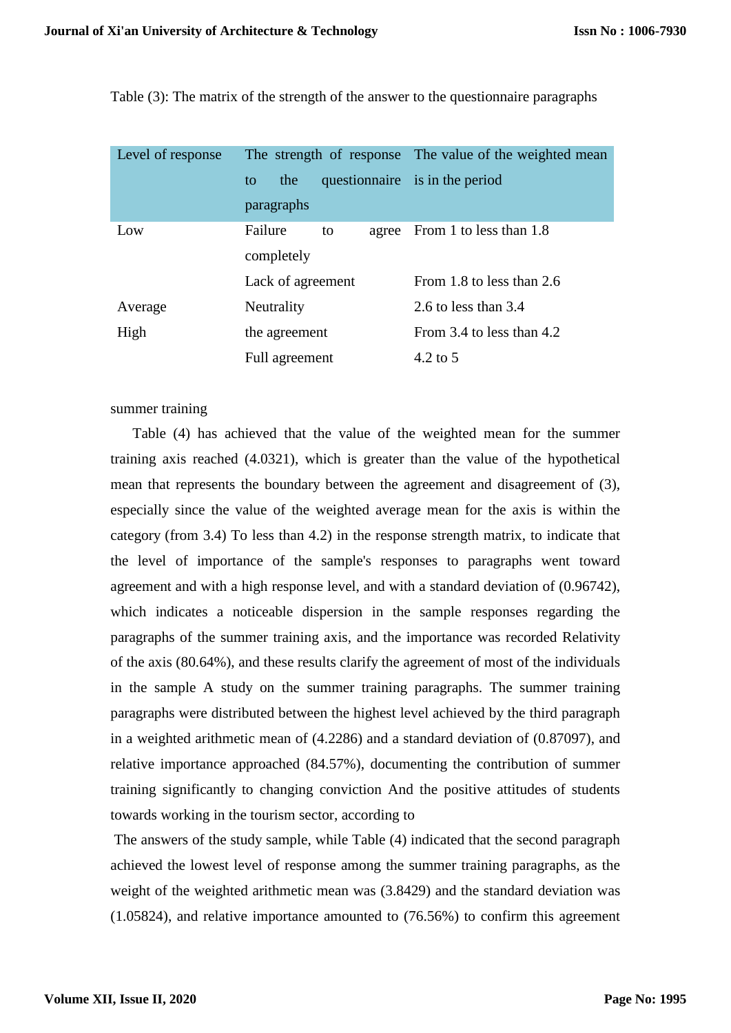Table (3): The matrix of the strength of the answer to the questionnaire paragraphs

| Level of response | The strength of response to the questionnaire paragraphs | The value of the weighted mean is in the period |
|---|---|---|
| Low | Failure to agree completely | From 1 to less than 1.8 |
| | Lack of agreement | From 1.8 to less than 2.6 |
| Average | Neutrality | 2.6 to less than 3.4 |
| High | the agreement | From 3.4 to less than 4.2 |
| | Full agreement | 4.2 to 5 |

summer training

Table (4) has achieved that the value of the weighted mean for the summer training axis reached (4.0321), which is greater than the value of the hypothetical mean that represents the boundary between the agreement and disagreement of (3), especially since the value of the weighted average mean for the axis is within the category (from 3.4) To less than 4.2) in the response strength matrix, to indicate that the level of importance of the sample's responses to paragraphs went toward agreement and with a high response level, and with a standard deviation of (0.96742), which indicates a noticeable dispersion in the sample responses regarding the paragraphs of the summer training axis, and the importance was recorded Relativity of the axis (80.64%), and these results clarify the agreement of most of the individuals in the sample A study on the summer training paragraphs. The summer training paragraphs were distributed between the highest level achieved by the third paragraph in a weighted arithmetic mean of (4.2286) and a standard deviation of (0.87097), and relative importance approached (84.57%), documenting the contribution of summer training significantly to changing conviction And the positive attitudes of students towards working in the tourism sector, according to

The answers of the study sample, while Table (4) indicated that the second paragraph achieved the lowest level of response among the summer training paragraphs, as the weight of the weighted arithmetic mean was (3.8429) and the standard deviation was (1.05824), and relative importance amounted to (76.56%) to confirm this agreement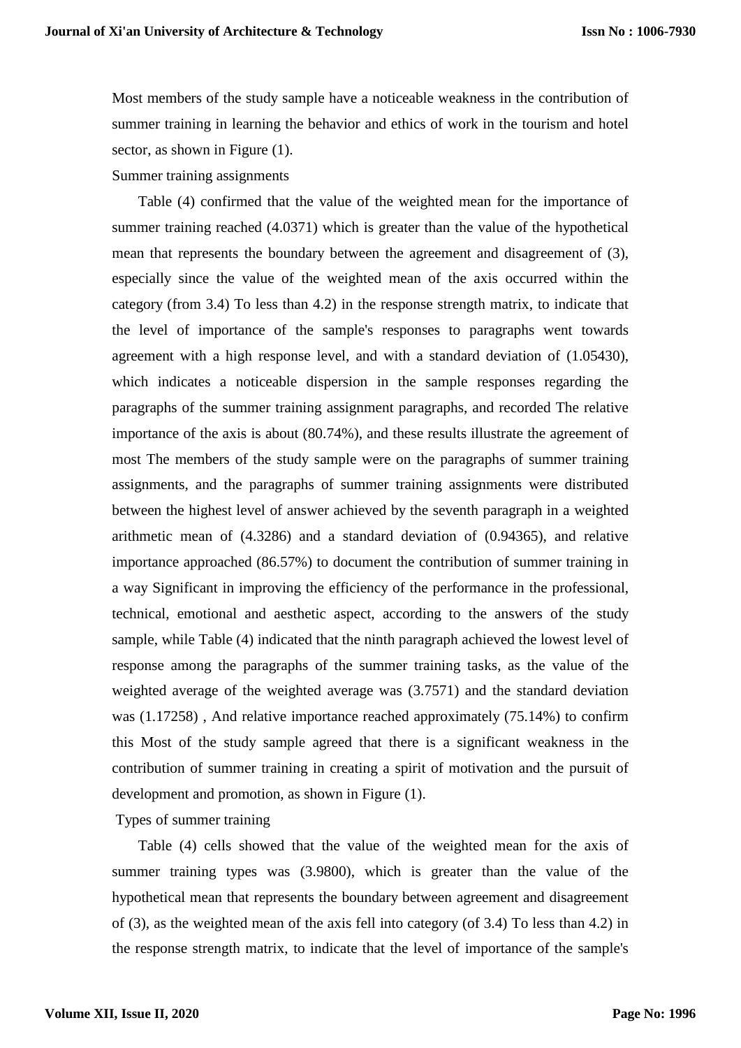Most members of the study sample have a noticeable weakness in the contribution of summer training in learning the behavior and ethics of work in the tourism and hotel sector, as shown in Figure (1).

Summer training assignments

Table (4) confirmed that the value of the weighted mean for the importance of summer training reached (4.0371) which is greater than the value of the hypothetical mean that represents the boundary between the agreement and disagreement of (3), especially since the value of the weighted mean of the axis occurred within the category (from 3.4) To less than 4.2) in the response strength matrix, to indicate that the level of importance of the sample's responses to paragraphs went towards agreement with a high response level, and with a standard deviation of (1.05430), which indicates a noticeable dispersion in the sample responses regarding the paragraphs of the summer training assignment paragraphs, and recorded The relative importance of the axis is about (80.74%), and these results illustrate the agreement of most The members of the study sample were on the paragraphs of summer training assignments, and the paragraphs of summer training assignments were distributed between the highest level of answer achieved by the seventh paragraph in a weighted arithmetic mean of (4.3286) and a standard deviation of (0.94365), and relative importance approached (86.57%) to document the contribution of summer training in a way Significant in improving the efficiency of the performance in the professional, technical, emotional and aesthetic aspect, according to the answers of the study sample, while Table (4) indicated that the ninth paragraph achieved the lowest level of response among the paragraphs of the summer training tasks, as the value of the weighted average of the weighted average was (3.7571) and the standard deviation was (1.17258) , And relative importance reached approximately (75.14%) to confirm this Most of the study sample agreed that there is a significant weakness in the contribution of summer training in creating a spirit of motivation and the pursuit of development and promotion, as shown in Figure (1).

Types of summer training

Table (4) cells showed that the value of the weighted mean for the axis of summer training types was (3.9800), which is greater than the value of the hypothetical mean that represents the boundary between agreement and disagreement of (3), as the weighted mean of the axis fell into category (of 3.4) To less than 4.2) in the response strength matrix, to indicate that the level of importance of the sample's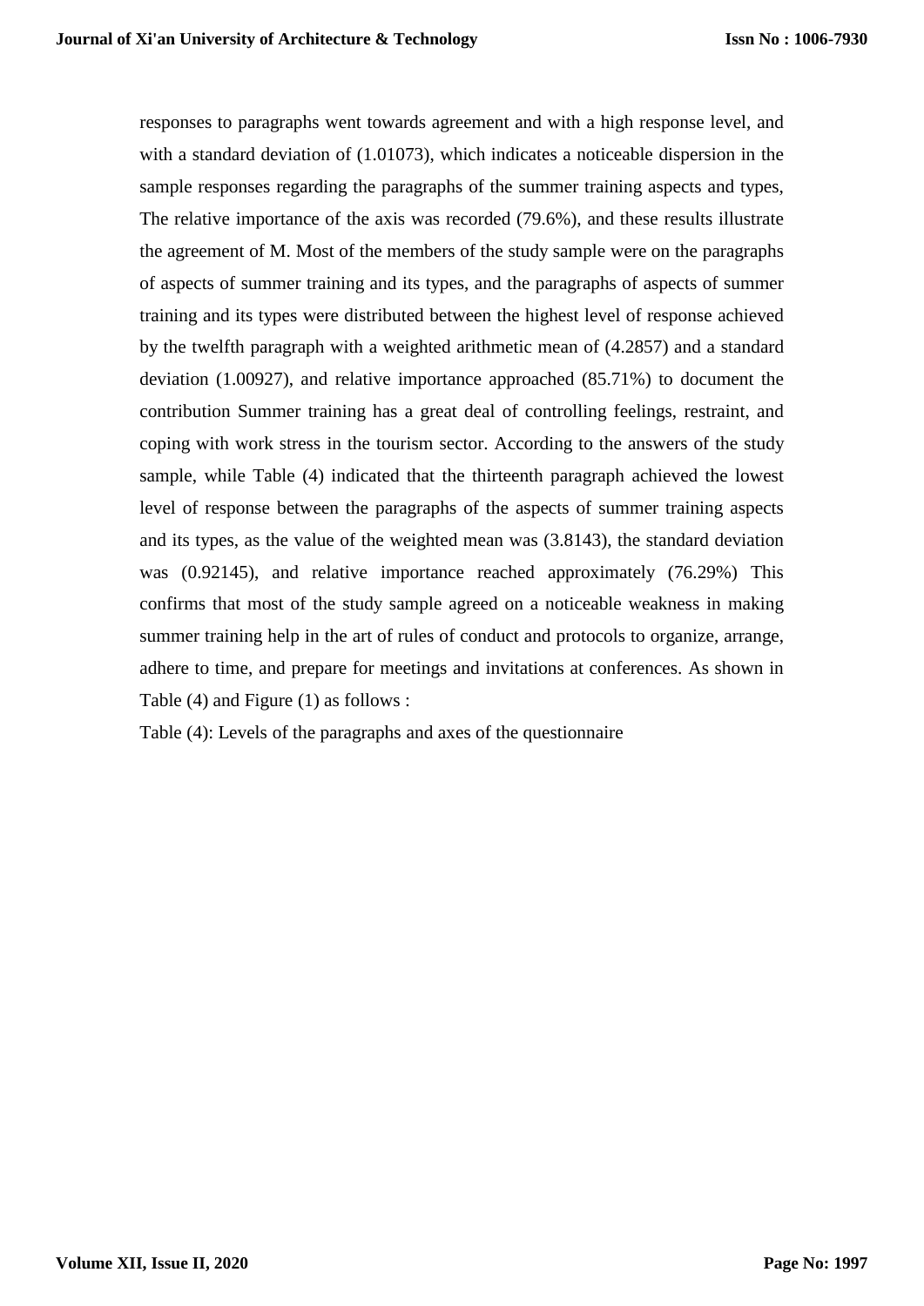responses to paragraphs went towards agreement and with a high response level, and with a standard deviation of (1.01073), which indicates a noticeable dispersion in the sample responses regarding the paragraphs of the summer training aspects and types, The relative importance of the axis was recorded (79.6%), and these results illustrate the agreement of M. Most of the members of the study sample were on the paragraphs of aspects of summer training and its types, and the paragraphs of aspects of summer training and its types were distributed between the highest level of response achieved by the twelfth paragraph with a weighted arithmetic mean of (4.2857) and a standard deviation (1.00927), and relative importance approached (85.71%) to document the contribution Summer training has a great deal of controlling feelings, restraint, and coping with work stress in the tourism sector. According to the answers of the study sample, while Table (4) indicated that the thirteenth paragraph achieved the lowest level of response between the paragraphs of the aspects of summer training aspects and its types, as the value of the weighted mean was (3.8143), the standard deviation was (0.92145), and relative importance reached approximately (76.29%) This confirms that most of the study sample agreed on a noticeable weakness in making summer training help in the art of rules of conduct and protocols to organize, arrange, adhere to time, and prepare for meetings and invitations at conferences. As shown in Table (4) and Figure (1) as follows :

Table (4): Levels of the paragraphs and axes of the questionnaire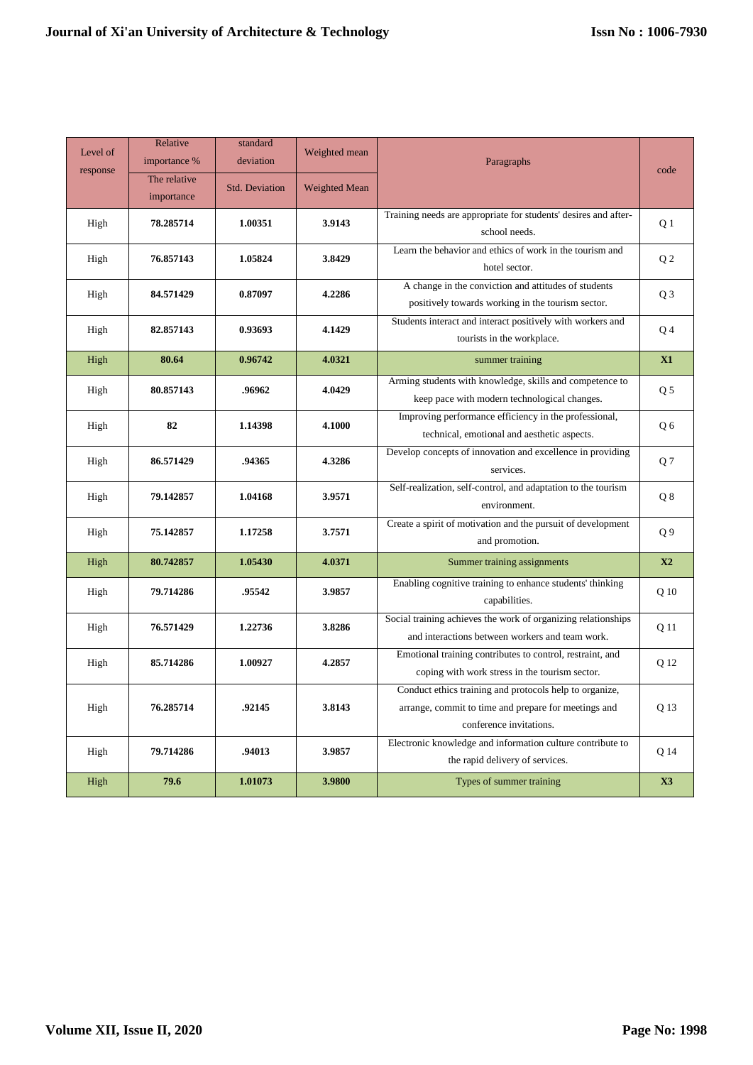| Level of response | Relative importance % | standard deviation | Weighted mean | Paragraphs | code |
|---|---|---|---|---|---|
| | The relative importance | Std. Deviation | Weighted Mean | | |
| High | **78.285714** | **1.00351** | **3.9143** | Training needs are appropriate for students' desires and after-school needs. | Q 1 |
| High | **76.857143** | **1.05824** | **3.8429** | Learn the behavior and ethics of work in the tourism and hotel sector. | Q 2 |
| High | **84.571429** | **0.87097** | **4.2286** | A change in the conviction and attitudes of students positively towards working in the tourism sector. | Q 3 |
| High | **82.857143** | **0.93693** | **4.1429** | Students interact and interact positively with workers and tourists in the workplace. | Q 4 |
| High | **80.64** | **0.96742** | **4.0321** | summer training | **X1** |
| High | **80.857143** | **.96962** | **4.0429** | Arming students with knowledge, skills and competence to keep pace with modern technological changes. | Q 5 |
| High | **82** | **1.14398** | **4.1000** | Improving performance efficiency in the professional, technical, emotional and aesthetic aspects. | Q 6 |
| High | **86.571429** | **.94365** | **4.3286** | Develop concepts of innovation and excellence in providing services. | Q 7 |
| High | **79.142857** | **1.04168** | **3.9571** | Self-realization, self-control, and adaptation to the tourism environment. | Q 8 |
| High | **75.142857** | **1.17258** | **3.7571** | Create a spirit of motivation and the pursuit of development and promotion. | Q 9 |
| High | **80.742857** | **1.05430** | **4.0371** | Summer training assignments | **X2** |
| High | **79.714286** | **.95542** | **3.9857** | Enabling cognitive training to enhance students' thinking capabilities. | Q 10 |
| High | **76.571429** | **1.22736** | **3.8286** | Social training achieves the work of organizing relationships and interactions between workers and team work. | Q 11 |
| High | **85.714286** | **1.00927** | **4.2857** | Emotional training contributes to control, restraint, and coping with work stress in the tourism sector. | Q 12 |
| High | **76.285714** | **.92145** | **3.8143** | Conduct ethics training and protocols help to organize, arrange, commit to time and prepare for meetings and conference invitations. | Q 13 |
| High | **79.714286** | **.94013** | **3.9857** | Electronic knowledge and information culture contribute to the rapid delivery of services. | Q 14 |
| High | **79.6** | **1.01073** | **3.9800** | Types of summer training | **X3** |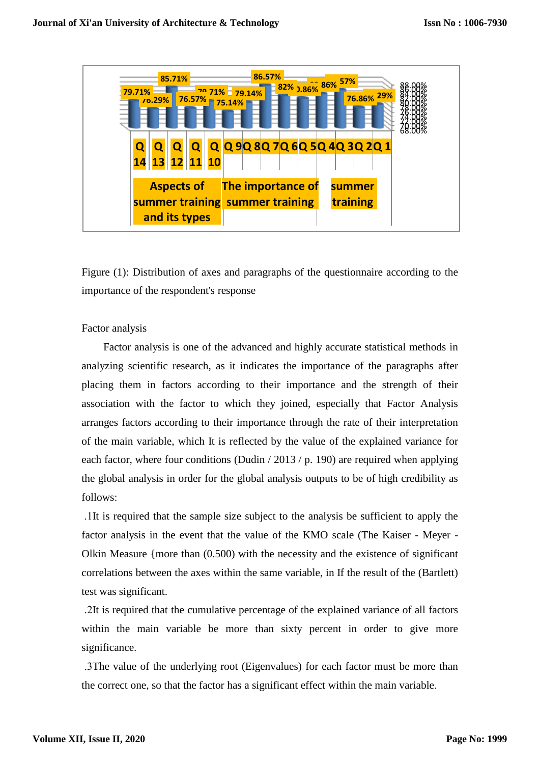Figure (1): Distribution of axes and paragraphs of the questionnaire according to the importance of the respondent's response

Factor analysis

Factor analysis is one of the advanced and highly accurate statistical methods in analyzing scientific research, as it indicates the importance of the paragraphs after placing them in factors according to their importance and the strength of their association with the factor to which they joined, especially that Factor Analysis arranges factors according to their importance through the rate of their interpretation of the main variable, which It is reflected by the value of the explained variance for each factor, where four conditions (Dudin / 2013 / p. 190) are required when applying the global analysis in order for the global analysis outputs to be of high credibility as follows:

.1It is required that the sample size subject to the analysis be sufficient to apply the factor analysis in the event that the value of the KMO scale (The Kaiser - Meyer - Olkin Measure {more than (0.500) with the necessity and the existence of significant correlations between the axes within the same variable, in If the result of the (Bartlett) test was significant.

.2It is required that the cumulative percentage of the explained variance of all factors within the main variable be more than sixty percent in order to give more significance.

.3The value of the underlying root (Eigenvalues) for each factor must be more than the correct one, so that the factor has a significant effect within the main variable.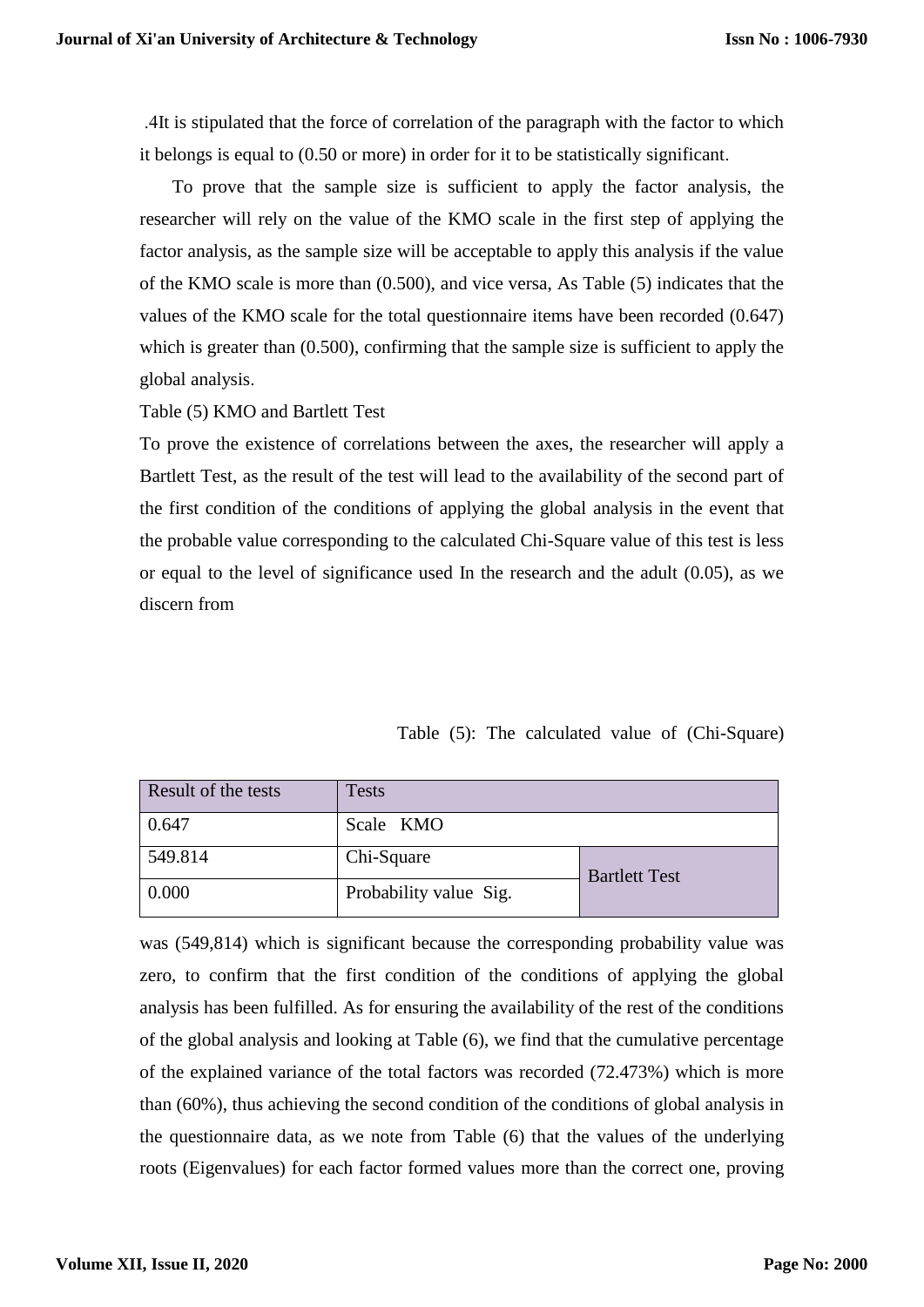.4It is stipulated that the force of correlation of the paragraph with the factor to which it belongs is equal to (0.50 or more) in order for it to be statistically significant.

To prove that the sample size is sufficient to apply the factor analysis, the researcher will rely on the value of the KMO scale in the first step of applying the factor analysis, as the sample size will be acceptable to apply this analysis if the value of the KMO scale is more than (0.500), and vice versa, As Table (5) indicates that the values of the KMO scale for the total questionnaire items have been recorded (0.647) which is greater than (0.500), confirming that the sample size is sufficient to apply the global analysis.

Table (5) KMO and Bartlett Test

To prove the existence of correlations between the axes, the researcher will apply a Bartlett Test, as the result of the test will lead to the availability of the second part of the first condition of the conditions of applying the global analysis in the event that the probable value corresponding to the calculated Chi-Square value of this test is less or equal to the level of significance used In the research and the adult (0.05), as we discern from

Table (5): The calculated value of (Chi-Square)

| Result of the tests | Tests | |
|---|---|---|
| 0.647 | Scale KMO | |
| 549.814 | Chi-Square | Bartlett Test |
| 0.000 | Probability value Sig. | |

was (549,814) which is significant because the corresponding probability value was zero, to confirm that the first condition of the conditions of applying the global analysis has been fulfilled. As for ensuring the availability of the rest of the conditions of the global analysis and looking at Table (6), we find that the cumulative percentage of the explained variance of the total factors was recorded (72.473%) which is more than (60%), thus achieving the second condition of the conditions of global analysis in the questionnaire data, as we note from Table (6) that the values of the underlying roots (Eigenvalues) for each factor formed values more than the correct one, proving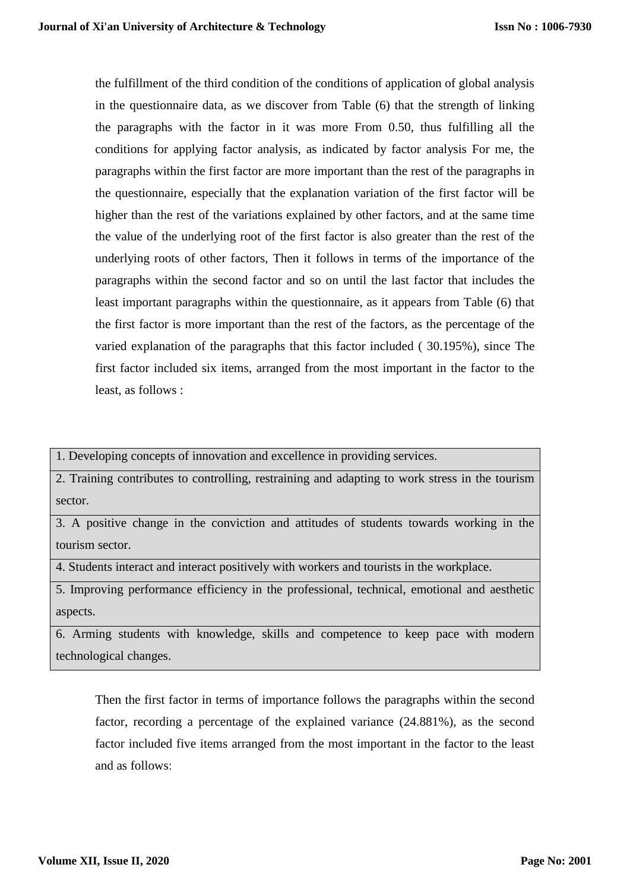the fulfillment of the third condition of the conditions of application of global analysis in the questionnaire data, as we discover from Table (6) that the strength of linking the paragraphs with the factor in it was more From 0.50, thus fulfilling all the conditions for applying factor analysis, as indicated by factor analysis For me, the paragraphs within the first factor are more important than the rest of the paragraphs in the questionnaire, especially that the explanation variation of the first factor will be higher than the rest of the variations explained by other factors, and at the same time the value of the underlying root of the first factor is also greater than the rest of the underlying roots of other factors, Then it follows in terms of the importance of the paragraphs within the second factor and so on until the last factor that includes the least important paragraphs within the questionnaire, as it appears from Table (6) that the first factor is more important than the rest of the factors, as the percentage of the varied explanation of the paragraphs that this factor included ( 30.195%), since The first factor included six items, arranged from the most important in the factor to the least, as follows :

| 1. Developing concepts of innovation and excellence in providing services. |
|---|
| 2. Training contributes to controlling, restraining and adapting to work stress in the tourism sector. |
| 3. A positive change in the conviction and attitudes of students towards working in the tourism sector. |
| 4. Students interact and interact positively with workers and tourists in the workplace. |
| 5. Improving performance efficiency in the professional, technical, emotional and aesthetic aspects. |
| 6. Arming students with knowledge, skills and competence to keep pace with modern technological changes. |

Then the first factor in terms of importance follows the paragraphs within the second factor, recording a percentage of the explained variance (24.881%), as the second factor included five items arranged from the most important in the factor to the least and as follows: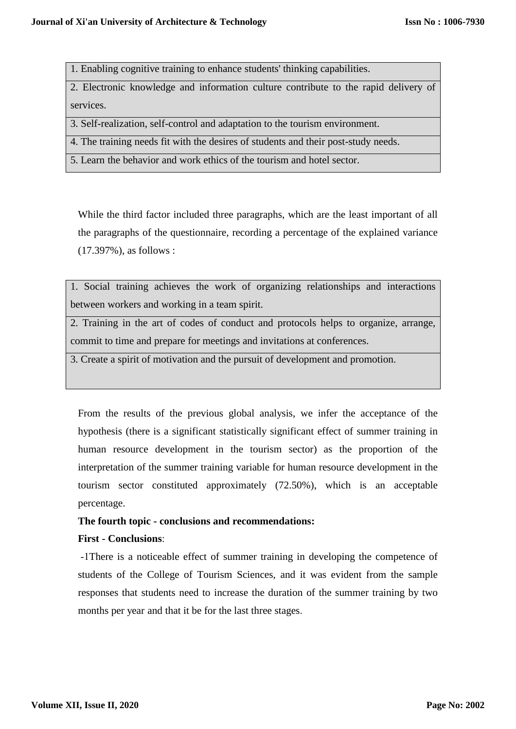| 1. Enabling cognitive training to enhance students' thinking capabilities. |
|---|
| 2. Electronic knowledge and information culture contribute to the rapid delivery of services. |
| 3. Self-realization, self-control and adaptation to the tourism environment. |
| 4. The training needs fit with the desires of students and their post-study needs. |
| 5. Learn the behavior and work ethics of the tourism and hotel sector. |

While the third factor included three paragraphs, which are the least important of all the paragraphs of the questionnaire, recording a percentage of the explained variance (17.397%), as follows :

| 1. Social training achieves the work of organizing relationships and interactions between workers and working in a team spirit. |
|---|
| 2. Training in the art of codes of conduct and protocols helps to organize, arrange, commit to time and prepare for meetings and invitations at conferences. |
| 3. Create a spirit of motivation and the pursuit of development and promotion. |

From the results of the previous global analysis, we infer the acceptance of the hypothesis (there is a significant statistically significant effect of summer training in human resource development in the tourism sector) as the proportion of the interpretation of the summer training variable for human resource development in the tourism sector constituted approximately (72.50%), which is an acceptable percentage.

**The fourth topic - conclusions and recommendations:**

**First - Conclusions**:

-1There is a noticeable effect of summer training in developing the competence of students of the College of Tourism Sciences, and it was evident from the sample responses that students need to increase the duration of the summer training by two months per year and that it be for the last three stages.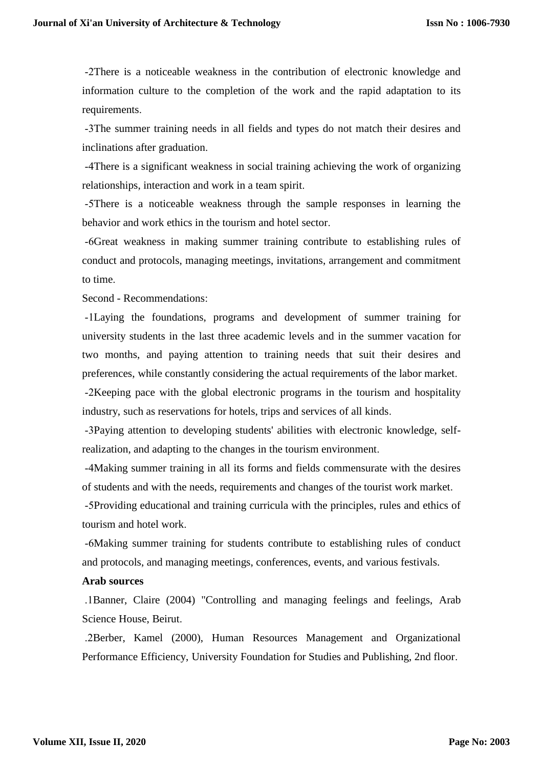-2There is a noticeable weakness in the contribution of electronic knowledge and information culture to the completion of the work and the rapid adaptation to its requirements.

-3The summer training needs in all fields and types do not match their desires and inclinations after graduation.

-4There is a significant weakness in social training achieving the work of organizing relationships, interaction and work in a team spirit.

-5There is a noticeable weakness through the sample responses in learning the behavior and work ethics in the tourism and hotel sector.

-6Great weakness in making summer training contribute to establishing rules of conduct and protocols, managing meetings, invitations, arrangement and commitment to time.

Second - Recommendations:

-1Laying the foundations, programs and development of summer training for university students in the last three academic levels and in the summer vacation for two months, and paying attention to training needs that suit their desires and preferences, while constantly considering the actual requirements of the labor market.

-2Keeping pace with the global electronic programs in the tourism and hospitality industry, such as reservations for hotels, trips and services of all kinds.

-3Paying attention to developing students' abilities with electronic knowledge, self-realization, and adapting to the changes in the tourism environment.

-4Making summer training in all its forms and fields commensurate with the desires of students and with the needs, requirements and changes of the tourist work market.

-5Providing educational and training curricula with the principles, rules and ethics of tourism and hotel work.

-6Making summer training for students contribute to establishing rules of conduct and protocols, and managing meetings, conferences, events, and various festivals.

**Arab sources**

.1Banner, Claire (2004) "Controlling and managing feelings and feelings, Arab Science House, Beirut.

.2Berber, Kamel (2000), Human Resources Management and Organizational Performance Efficiency, University Foundation for Studies and Publishing, 2nd floor.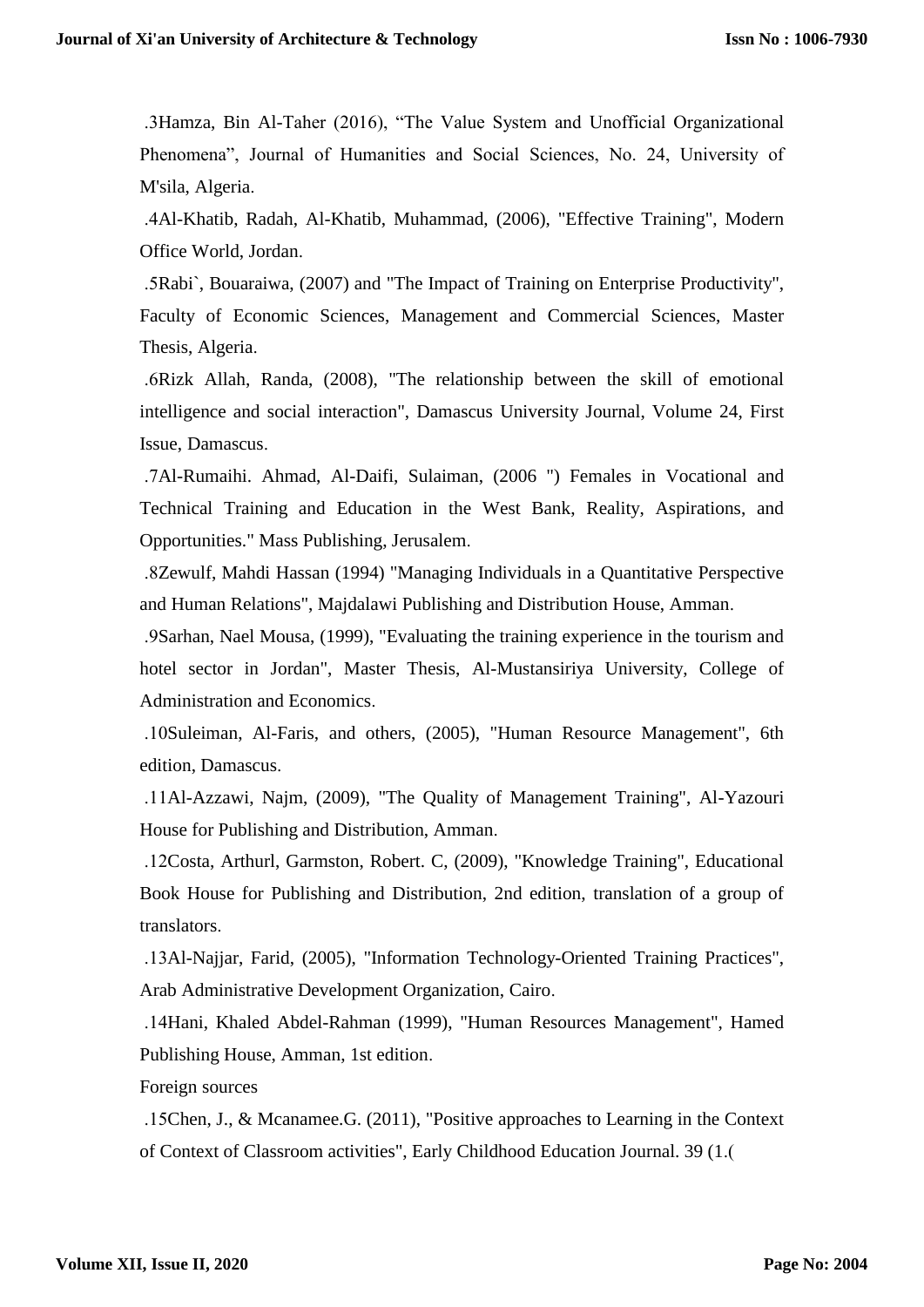.3Hamza, Bin Al-Taher (2016), “The Value System and Unofficial Organizational Phenomena”, Journal of Humanities and Social Sciences, No. 24, University of M'sila, Algeria.

.4Al-Khatib, Radah, Al-Khatib, Muhammad, (2006), "Effective Training", Modern Office World, Jordan.

.5Rabi`, Bouaraiwa, (2007) and "The Impact of Training on Enterprise Productivity", Faculty of Economic Sciences, Management and Commercial Sciences, Master Thesis, Algeria.

.6Rizk Allah, Randa, (2008), "The relationship between the skill of emotional intelligence and social interaction", Damascus University Journal, Volume 24, First Issue, Damascus.

.7Al-Rumaihi. Ahmad, Al-Daifi, Sulaiman, (2006 ") Females in Vocational and Technical Training and Education in the West Bank, Reality, Aspirations, and Opportunities." Mass Publishing, Jerusalem.

.8Zewulf, Mahdi Hassan (1994) "Managing Individuals in a Quantitative Perspective and Human Relations", Majdalawi Publishing and Distribution House, Amman.

.9Sarhan, Nael Mousa, (1999), "Evaluating the training experience in the tourism and hotel sector in Jordan", Master Thesis, Al-Mustansiriya University, College of Administration and Economics.

.10Suleiman, Al-Faris, and others, (2005), "Human Resource Management", 6th edition, Damascus.

.11Al-Azzawi, Najm, (2009), "The Quality of Management Training", Al-Yazouri House for Publishing and Distribution, Amman.

.12Costa, Arthurl, Garmston, Robert. C, (2009), "Knowledge Training", Educational Book House for Publishing and Distribution, 2nd edition, translation of a group of translators.

.13Al-Najjar, Farid, (2005), "Information Technology-Oriented Training Practices", Arab Administrative Development Organization, Cairo.

.14Hani, Khaled Abdel-Rahman (1999), "Human Resources Management", Hamed Publishing House, Amman, 1st edition.

Foreign sources

.15Chen, J., & Mcanamee.G. (2011), "Positive approaches to Learning in the Context of Context of Classroom activities", Early Childhood Education Journal. 39 (1.(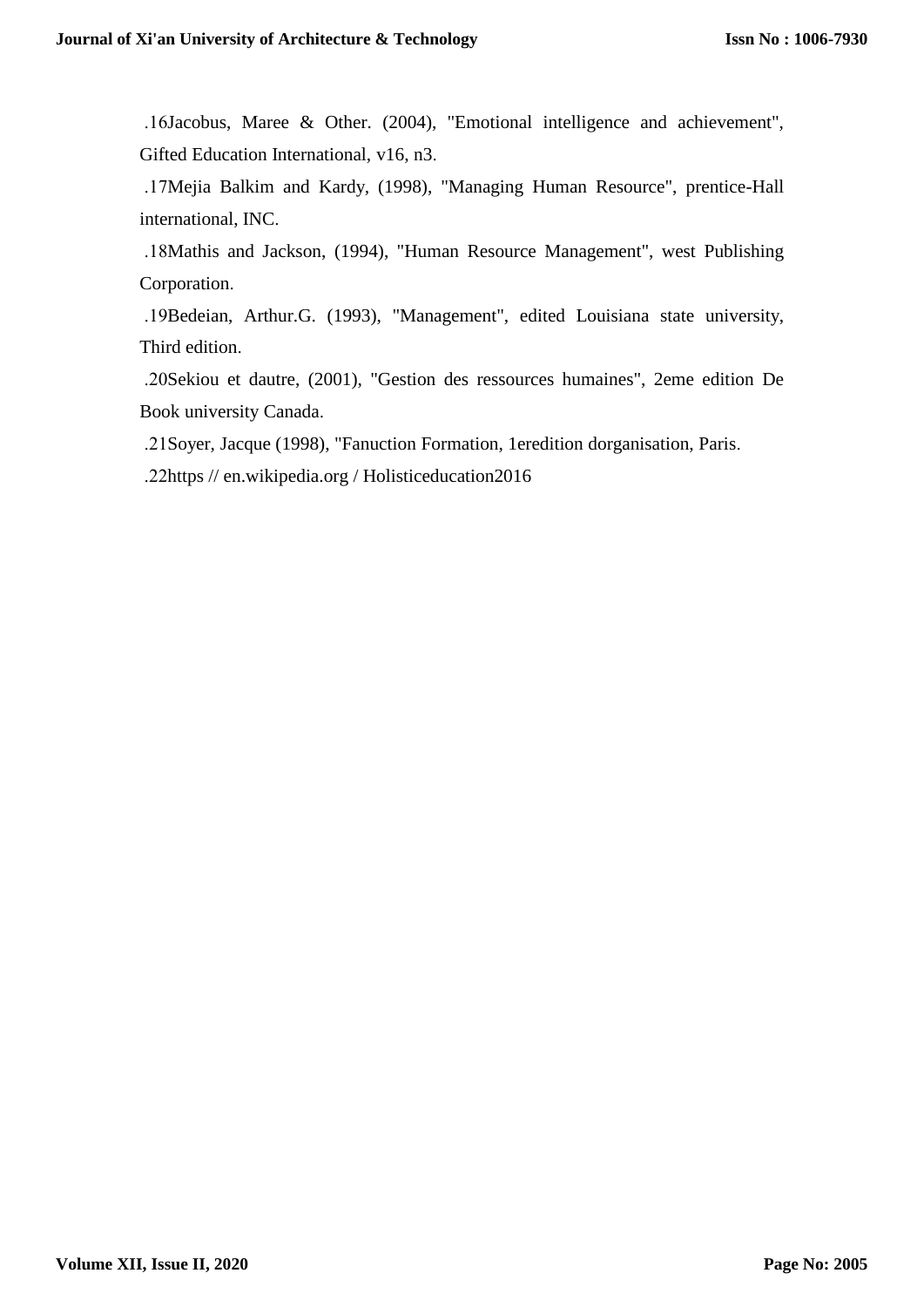.16Jacobus, Maree & Other. (2004), "Emotional intelligence and achievement", Gifted Education International, v16, n3.

.17Mejia Balkim and Kardy, (1998), "Managing Human Resource", prentice-Hall international, INC.

.18Mathis and Jackson, (1994), "Human Resource Management", west Publishing Corporation.

.19Bedeian, Arthur.G. (1993), "Management", edited Louisiana state university, Third edition.

.20Sekiou et dautre, (2001), "Gestion des ressources humaines", 2eme edition De Book university Canada.

.21Soyer, Jacque (1998), "Fanuction Formation, 1eredition dorganisation, Paris.

.22https // en.wikipedia.org / Holisticeducation2016